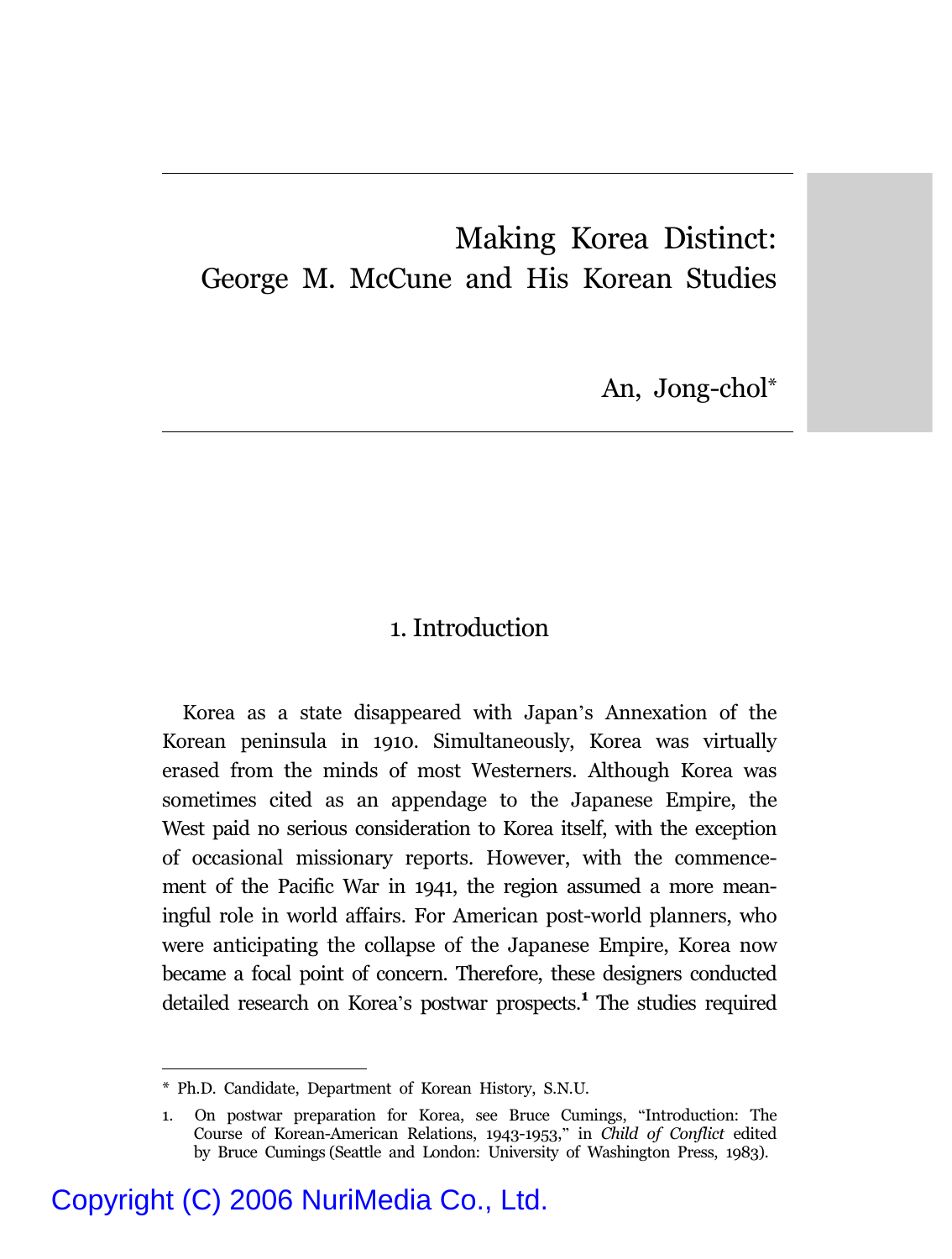# Making Korea Distinct: George M. McCune and His Korean Studies

An, Jong-chol*

## 1. Introduction

Korea as a state disappeared with Japan's Annexation of the Korean peninsula in 1910. Simultaneously, Korea was virtually erased from the minds of most Westerners. Although Korea was sometimes cited as an appendage to the Japanese Empire, the West paid no serious consideration to Korea itself, with the exception of occasional missionary reports. However, with the commencement of the Pacific War in 1941, the region assumed a more meaningful role in world affairs. For American post-world planners, who were anticipating the collapse of the Japanese Empire, Korea now became a focal point of concern. Therefore, these designers conducted detailed research on Korea's postwar prospects.[1] The studies required

---

* Ph.D. Candidate, Department of Korean History, S.N.U.

1. On postwar preparation for Korea, see Bruce Cumings, "Introduction: The Course of Korean-American Relations, 1943-1953," in *Child of Conflict* edited by Bruce Cumings (Seattle and London: University of Washington Press, 1983).

Copyright (C) 2006 NuriMedia Co., Ltd.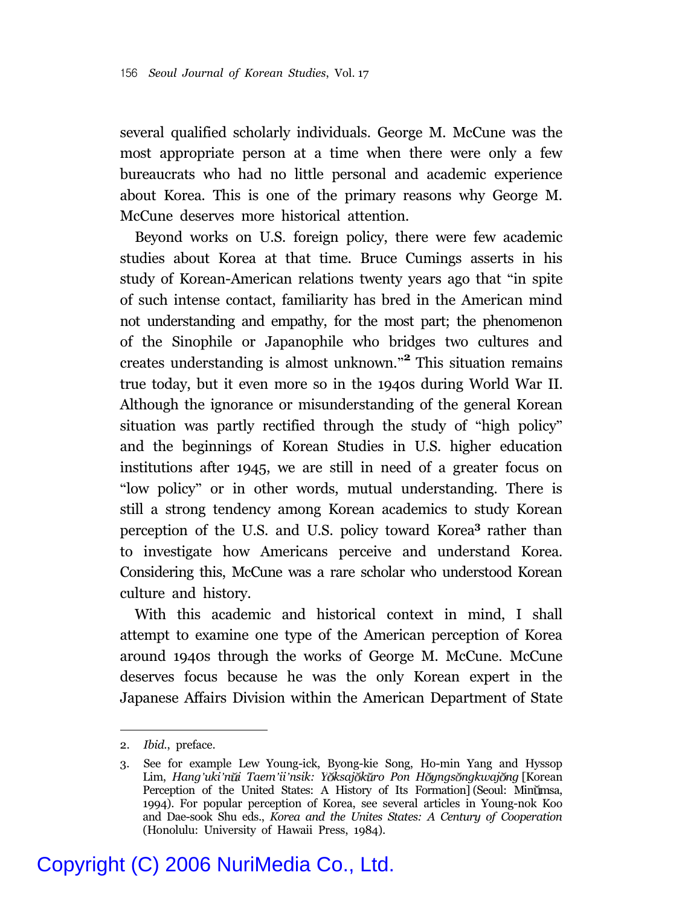several qualified scholarly individuals. George M. McCune was the most appropriate person at a time when there were only a few bureaucrats who had no little personal and academic experience about Korea. This is one of the primary reasons why George M. McCune deserves more historical attention.

Beyond works on U.S. foreign policy, there were few academic studies about Korea at that time. Bruce Cumings asserts in his study of Korean-American relations twenty years ago that "in spite of such intense contact, familiarity has bred in the American mind not understanding and empathy, for the most part; the phenomenon of the Sinophile or Japanophile who bridges two cultures and creates understanding is almost unknown."[2] This situation remains true today, but it even more so in the 1940s during World War II. Although the ignorance or misunderstanding of the general Korean situation was partly rectified through the study of "high policy" and the beginnings of Korean Studies in U.S. higher education institutions after 1945, we are still in need of a greater focus on "low policy" or in other words, mutual understanding. There is still a strong tendency among Korean academics to study Korean perception of the U.S. and U.S. policy toward Korea[3] rather than to investigate how Americans perceive and understand Korea. Considering this, McCune was a rare scholar who understood Korean culture and history.

With this academic and historical context in mind, I shall attempt to examine one type of the American perception of Korea around 1940s through the works of George M. McCune. McCune deserves focus because he was the only Korean expert in the Japanese Affairs Division within the American Department of State

---

2. *Ibid.*, preface.

3. See for example Lew Young-ick, Byong-kie Song, Ho-min Yang and Hyssop Lim, *Hang'uki'nŭi Taem'ii'nsik: Yŏksajŏkŭro Pon Hŏyngsŏngkwajŏng* [Korean Perception of the United States: A History of Its Formation] (Seoul: Minŭmsa, 1994). For popular perception of Korea, see several articles in Young-nok Koo and Dae-sook Shu eds., *Korea and the Unites States: A Century of Cooperation* (Honolulu: University of Hawaii Press, 1984).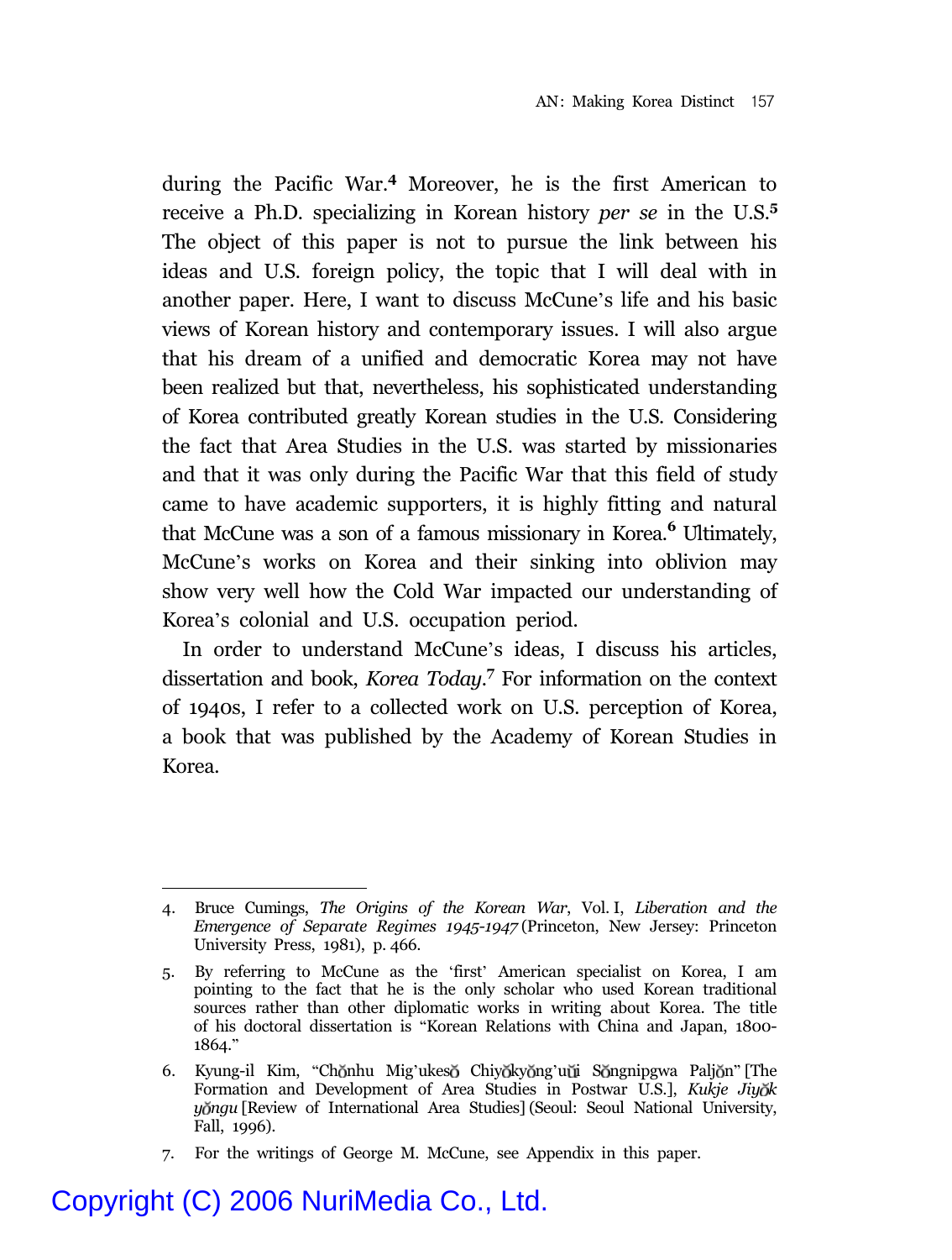during the Pacific War.[4] Moreover, he is the first American to receive a Ph.D. specializing in Korean history *per se* in the U.S.[5] The object of this paper is not to pursue the link between his ideas and U.S. foreign policy, the topic that I will deal with in another paper. Here, I want to discuss McCune's life and his basic views of Korean history and contemporary issues. I will also argue that his dream of a unified and democratic Korea may not have been realized but that, nevertheless, his sophisticated understanding of Korea contributed greatly Korean studies in the U.S. Considering the fact that Area Studies in the U.S. was started by missionaries and that it was only during the Pacific War that this field of study came to have academic supporters, it is highly fitting and natural that McCune was a son of a famous missionary in Korea.[6] Ultimately, McCune's works on Korea and their sinking into oblivion may show very well how the Cold War impacted our understanding of Korea's colonial and U.S. occupation period.

In order to understand McCune's ideas, I discuss his articles, dissertation and book, *Korea Today*.[7] For information on the context of 1940s, I refer to a collected work on U.S. perception of Korea, a book that was published by the Academy of Korean Studies in Korea.

---

4. Bruce Cumings, *The Origins of the Korean War*, Vol. I, *Liberation and the Emergence of Separate Regimes 1945-1947* (Princeton, New Jersey: Princeton University Press, 1981), p. 466.

5. By referring to McCune as the 'first' American specialist on Korea, I am pointing to the fact that he is the only scholar who used Korean traditional sources rather than other diplomatic works in writing about Korea. The title of his doctoral dissertation is "Korean Relations with China and Japan, 1800-1864."

6. Kyung-il Kim, "Chŏnhu Mig'ukesŏ Chiyŏkyŏng'uŭi Sŏngnipgwa Paljŏn" [The Formation and Development of Area Studies in Postwar U.S.], *Kukje Jiyŏk yŏngu* [Review of International Area Studies] (Seoul: Seoul National University, Fall, 1996).

7. For the writings of George M. McCune, see Appendix in this paper.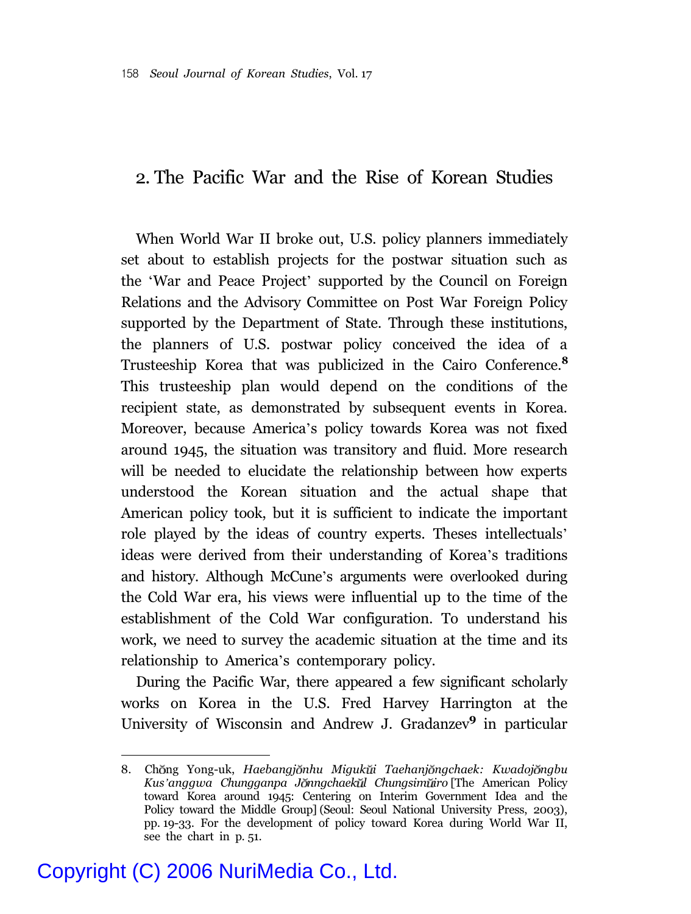## 2. The Pacific War and the Rise of Korean Studies

When World War II broke out, U.S. policy planners immediately set about to establish projects for the postwar situation such as the 'War and Peace Project' supported by the Council on Foreign Relations and the Advisory Committee on Post War Foreign Policy supported by the Department of State. Through these institutions, the planners of U.S. postwar policy conceived the idea of a Trusteeship Korea that was publicized in the Cairo Conference.[8] This trusteeship plan would depend on the conditions of the recipient state, as demonstrated by subsequent events in Korea. Moreover, because America's policy towards Korea was not fixed around 1945, the situation was transitory and fluid. More research will be needed to elucidate the relationship between how experts understood the Korean situation and the actual shape that American policy took, but it is sufficient to indicate the important role played by the ideas of country experts. Theses intellectuals' ideas were derived from their understanding of Korea's traditions and history. Although McCune's arguments were overlooked during the Cold War era, his views were influential up to the time of the establishment of the Cold War configuration. To understand his work, we need to survey the academic situation at the time and its relationship to America's contemporary policy.

During the Pacific War, there appeared a few significant scholarly works on Korea in the U.S. Fred Harvey Harrington at the University of Wisconsin and Andrew J. Gradanzev[9] in particular

---

8. Chŏng Yong-uk, *Haebangjŏnhu Migukŭi Taehanjŏngchaek: Kwadojŏngbu Kus'anggwa Chungganpa Jŏnngchaekŭl Chungsimŭiro* [The American Policy toward Korea around 1945: Centering on Interim Government Idea and the Policy toward the Middle Group] (Seoul: Seoul National University Press, 2003), pp. 19-33. For the development of policy toward Korea during World War II, see the chart in p. 51.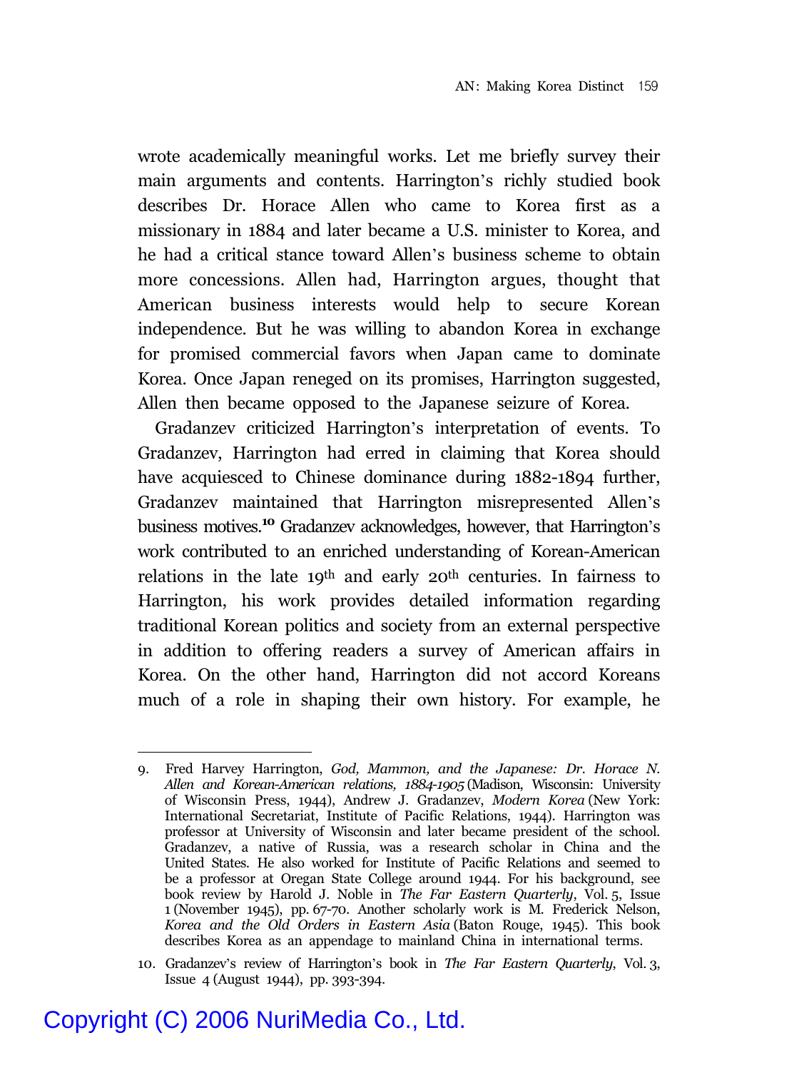wrote academically meaningful works. Let me briefly survey their main arguments and contents. Harrington's richly studied book describes Dr. Horace Allen who came to Korea first as a missionary in 1884 and later became a U.S. minister to Korea, and he had a critical stance toward Allen's business scheme to obtain more concessions. Allen had, Harrington argues, thought that American business interests would help to secure Korean independence. But he was willing to abandon Korea in exchange for promised commercial favors when Japan came to dominate Korea. Once Japan reneged on its promises, Harrington suggested, Allen then became opposed to the Japanese seizure of Korea.

Gradanzev criticized Harrington's interpretation of events. To Gradanzev, Harrington had erred in claiming that Korea should have acquiesced to Chinese dominance during 1882-1894 further, Gradanzev maintained that Harrington misrepresented Allen's business motives.[10] Gradanzev acknowledges, however, that Harrington's work contributed to an enriched understanding of Korean-American relations in the late 19th and early 20th centuries. In fairness to Harrington, his work provides detailed information regarding traditional Korean politics and society from an external perspective in addition to offering readers a survey of American affairs in Korea. On the other hand, Harrington did not accord Koreans much of a role in shaping their own history. For example, he

---

9. Fred Harvey Harrington, *God, Mammon, and the Japanese: Dr. Horace N. Allen and Korean-American relations, 1884-1905* (Madison, Wisconsin: University of Wisconsin Press, 1944), Andrew J. Gradanzev, *Modern Korea* (New York: International Secretariat, Institute of Pacific Relations, 1944). Harrington was professor at University of Wisconsin and later became president of the school. Gradanzev, a native of Russia, was a research scholar in China and the United States. He also worked for Institute of Pacific Relations and seemed to be a professor at Oregan State College around 1944. For his background, see book review by Harold J. Noble in *The Far Eastern Quarterly*, Vol. 5, Issue 1 (November 1945), pp. 67-70. Another scholarly work is M. Frederick Nelson, *Korea and the Old Orders in Eastern Asia* (Baton Rouge, 1945). This book describes Korea as an appendage to mainland China in international terms.

10. Gradanzev's review of Harrington's book in *The Far Eastern Quarterly*, Vol. 3, Issue 4 (August 1944), pp. 393-394.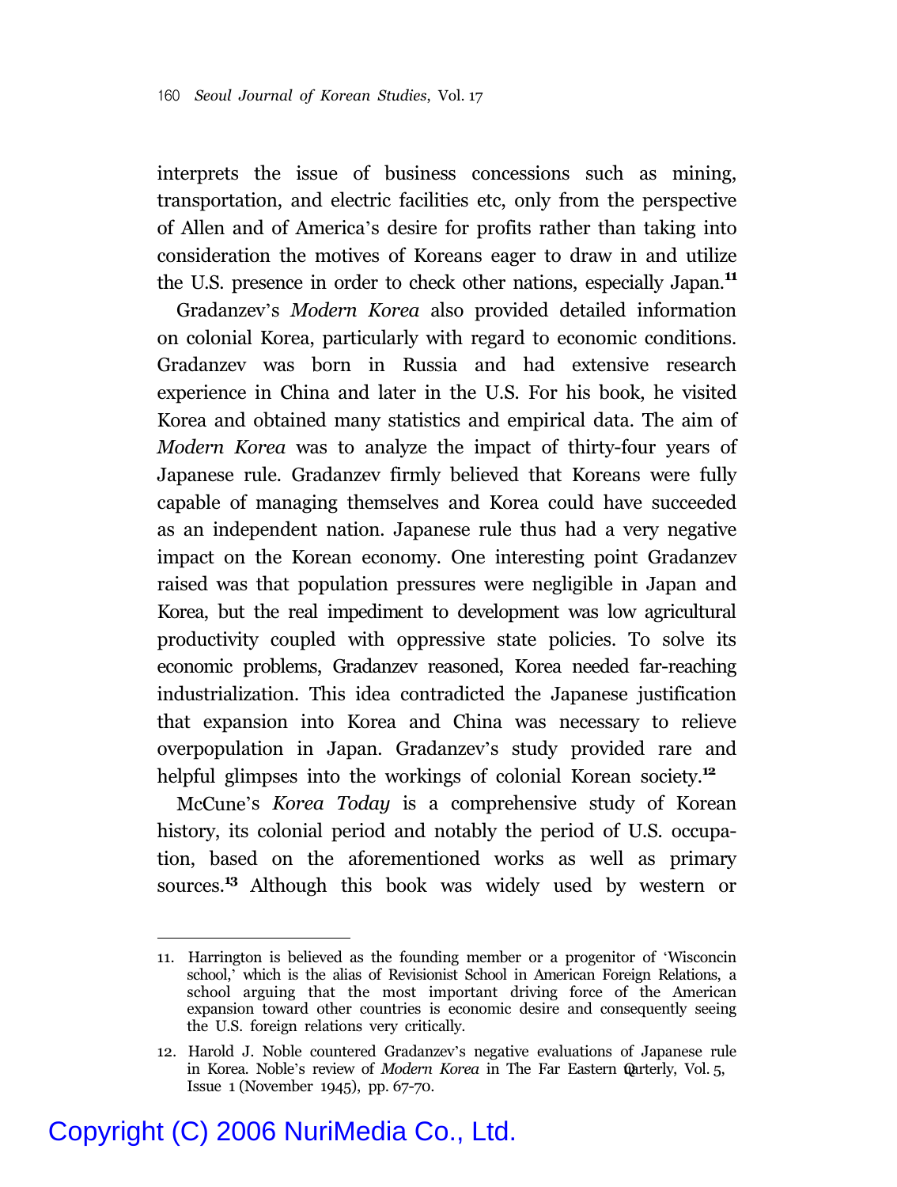interprets the issue of business concessions such as mining, transportation, and electric facilities etc, only from the perspective of Allen and of America's desire for profits rather than taking into consideration the motives of Koreans eager to draw in and utilize the U.S. presence in order to check other nations, especially Japan.[11]

Gradanzev's *Modern Korea* also provided detailed information on colonial Korea, particularly with regard to economic conditions. Gradanzev was born in Russia and had extensive research experience in China and later in the U.S. For his book, he visited Korea and obtained many statistics and empirical data. The aim of *Modern Korea* was to analyze the impact of thirty-four years of Japanese rule. Gradanzev firmly believed that Koreans were fully capable of managing themselves and Korea could have succeeded as an independent nation. Japanese rule thus had a very negative impact on the Korean economy. One interesting point Gradanzev raised was that population pressures were negligible in Japan and Korea, but the real impediment to development was low agricultural productivity coupled with oppressive state policies. To solve its economic problems, Gradanzev reasoned, Korea needed far-reaching industrialization. This idea contradicted the Japanese justification that expansion into Korea and China was necessary to relieve overpopulation in Japan. Gradanzev's study provided rare and helpful glimpses into the workings of colonial Korean society.[12]

McCune's *Korea Today* is a comprehensive study of Korean history, its colonial period and notably the period of U.S. occupation, based on the aforementioned works as well as primary sources.[13] Although this book was widely used by western or

---

11. Harrington is believed as the founding member or a progenitor of 'Wisconcin school,' which is the alias of Revisionist School in American Foreign Relations, a school arguing that the most important driving force of the American expansion toward other countries is economic desire and consequently seeing the U.S. foreign relations very critically.

12. Harold J. Noble countered Gradanzev's negative evaluations of Japanese rule in Korea. Noble's review of *Modern Korea* in The Far Eastern Quarterly, Vol. 5, Issue 1 (November 1945), pp. 67-70.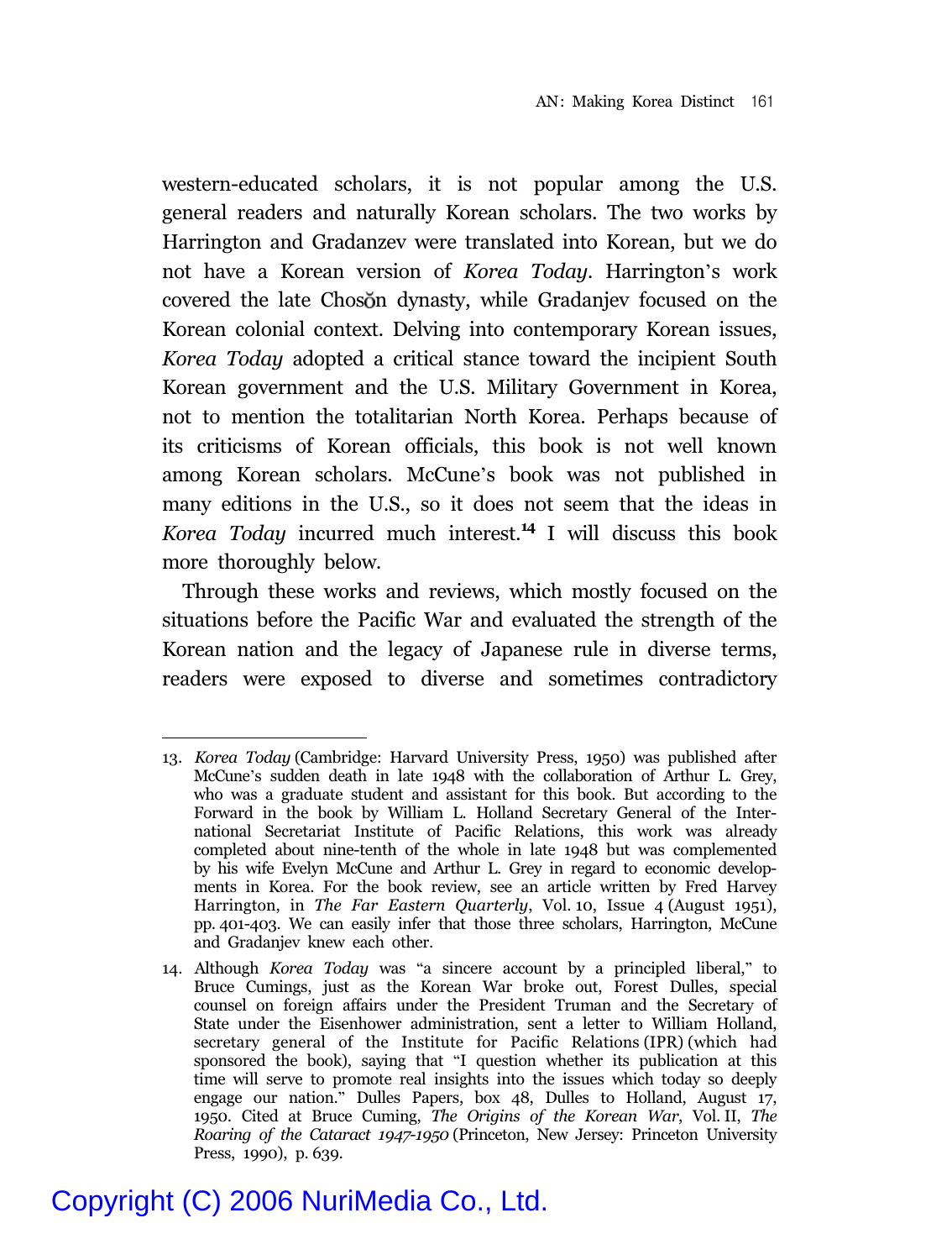western-educated scholars, it is not popular among the U.S. general readers and naturally Korean scholars. The two works by Harrington and Gradanzev were translated into Korean, but we do not have a Korean version of *Korea Today*. Harrington's work covered the late Chosŏn dynasty, while Gradanjev focused on the Korean colonial context. Delving into contemporary Korean issues, *Korea Today* adopted a critical stance toward the incipient South Korean government and the U.S. Military Government in Korea, not to mention the totalitarian North Korea. Perhaps because of its criticisms of Korean officials, this book is not well known among Korean scholars. McCune's book was not published in many editions in the U.S., so it does not seem that the ideas in *Korea Today* incurred much interest.[14] I will discuss this book more thoroughly below.

Through these works and reviews, which mostly focused on the situations before the Pacific War and evaluated the strength of the Korean nation and the legacy of Japanese rule in diverse terms, readers were exposed to diverse and sometimes contradictory

---

13. *Korea Today* (Cambridge: Harvard University Press, 1950) was published after McCune's sudden death in late 1948 with the collaboration of Arthur L. Grey, who was a graduate student and assistant for this book. But according to the Forward in the book by William L. Holland Secretary General of the International Secretariat Institute of Pacific Relations, this work was already completed about nine-tenth of the whole in late 1948 but was complemented by his wife Evelyn McCune and Arthur L. Grey in regard to economic developments in Korea. For the book review, see an article written by Fred Harvey Harrington, in *The Far Eastern Quarterly*, Vol. 10, Issue 4 (August 1951), pp. 401-403. We can easily infer that those three scholars, Harrington, McCune and Gradanjev knew each other.

14. Although *Korea Today* was "a sincere account by a principled liberal," to Bruce Cumings, just as the Korean War broke out, Forest Dulles, special counsel on foreign affairs under the President Truman and the Secretary of State under the Eisenhower administration, sent a letter to William Holland, secretary general of the Institute for Pacific Relations (IPR) (which had sponsored the book), saying that "I question whether its publication at this time will serve to promote real insights into the issues which today so deeply engage our nation." Dulles Papers, box 48, Dulles to Holland, August 17, 1950. Cited at Bruce Cuming, *The Origins of the Korean War*, Vol. II, *The Roaring of the Cataract 1947-1950* (Princeton, New Jersey: Princeton University Press, 1990), p. 639.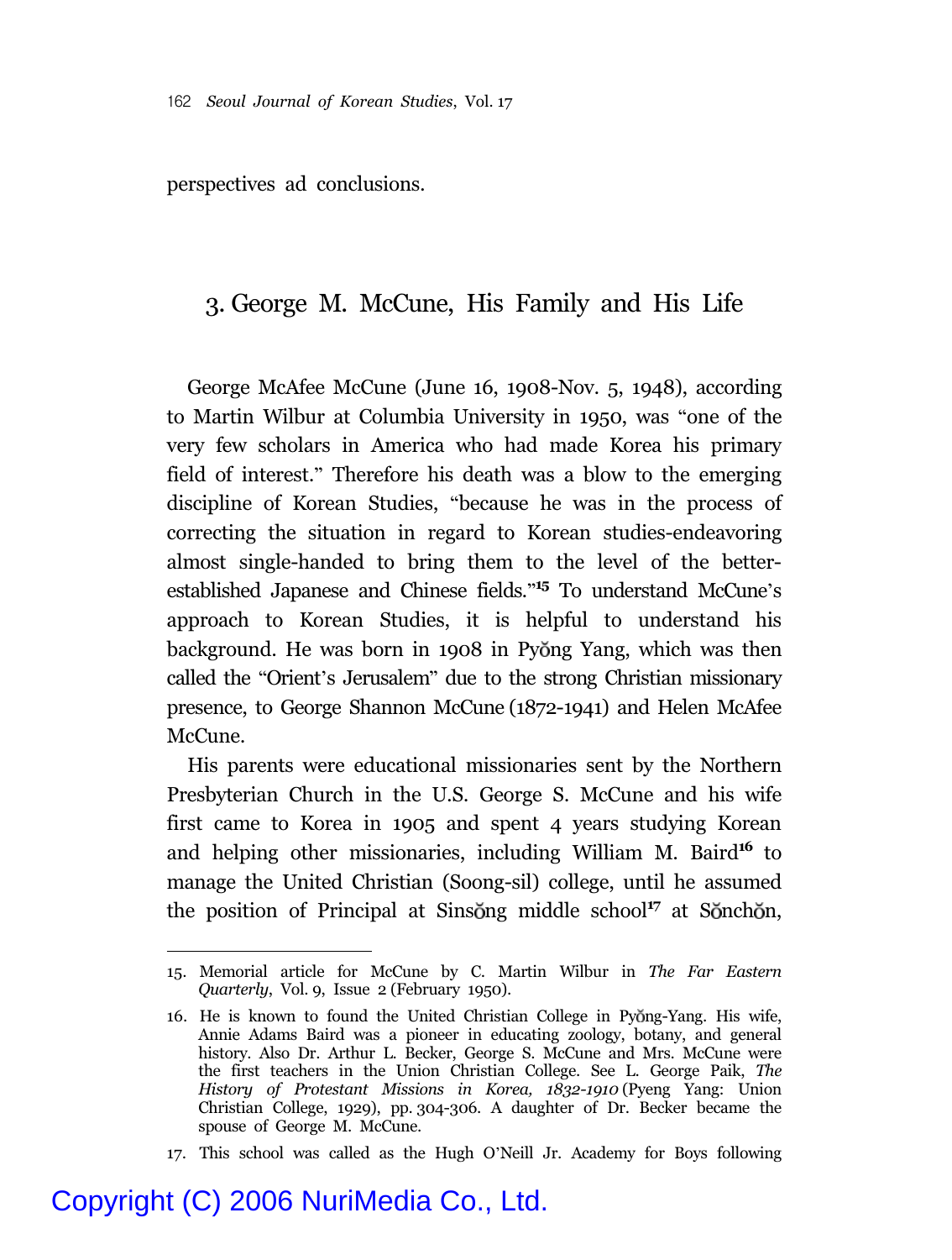perspectives ad conclusions.

## 3. George M. McCune, His Family and His Life

George McAfee McCune (June 16, 1908-Nov. 5, 1948), according to Martin Wilbur at Columbia University in 1950, was "one of the very few scholars in America who had made Korea his primary field of interest." Therefore his death was a blow to the emerging discipline of Korean Studies, "because he was in the process of correcting the situation in regard to Korean studies-endeavoring almost single-handed to bring them to the level of the better-established Japanese and Chinese fields."[15] To understand McCune's approach to Korean Studies, it is helpful to understand his background. He was born in 1908 in Pyŏng Yang, which was then called the "Orient's Jerusalem" due to the strong Christian missionary presence, to George Shannon McCune (1872-1941) and Helen McAfee McCune.

His parents were educational missionaries sent by the Northern Presbyterian Church in the U.S. George S. McCune and his wife first came to Korea in 1905 and spent 4 years studying Korean and helping other missionaries, including William M. Baird[16] to manage the United Christian (Soong-sil) college, until he assumed the position of Principal at Sinsŏng middle school[17] at Sŏnchŏn,

---

15. Memorial article for McCune by C. Martin Wilbur in *The Far Eastern Quarterly*, Vol. 9, Issue 2 (February 1950).

16. He is known to found the United Christian College in Pyŏng-Yang. His wife, Annie Adams Baird was a pioneer in educating zoology, botany, and general history. Also Dr. Arthur L. Becker, George S. McCune and Mrs. McCune were the first teachers in the Union Christian College. See L. George Paik, *The History of Protestant Missions in Korea, 1832-1910* (Pyeng Yang: Union Christian College, 1929), pp. 304-306. A daughter of Dr. Becker became the spouse of George M. McCune.

17. This school was called as the Hugh O'Neill Jr. Academy for Boys following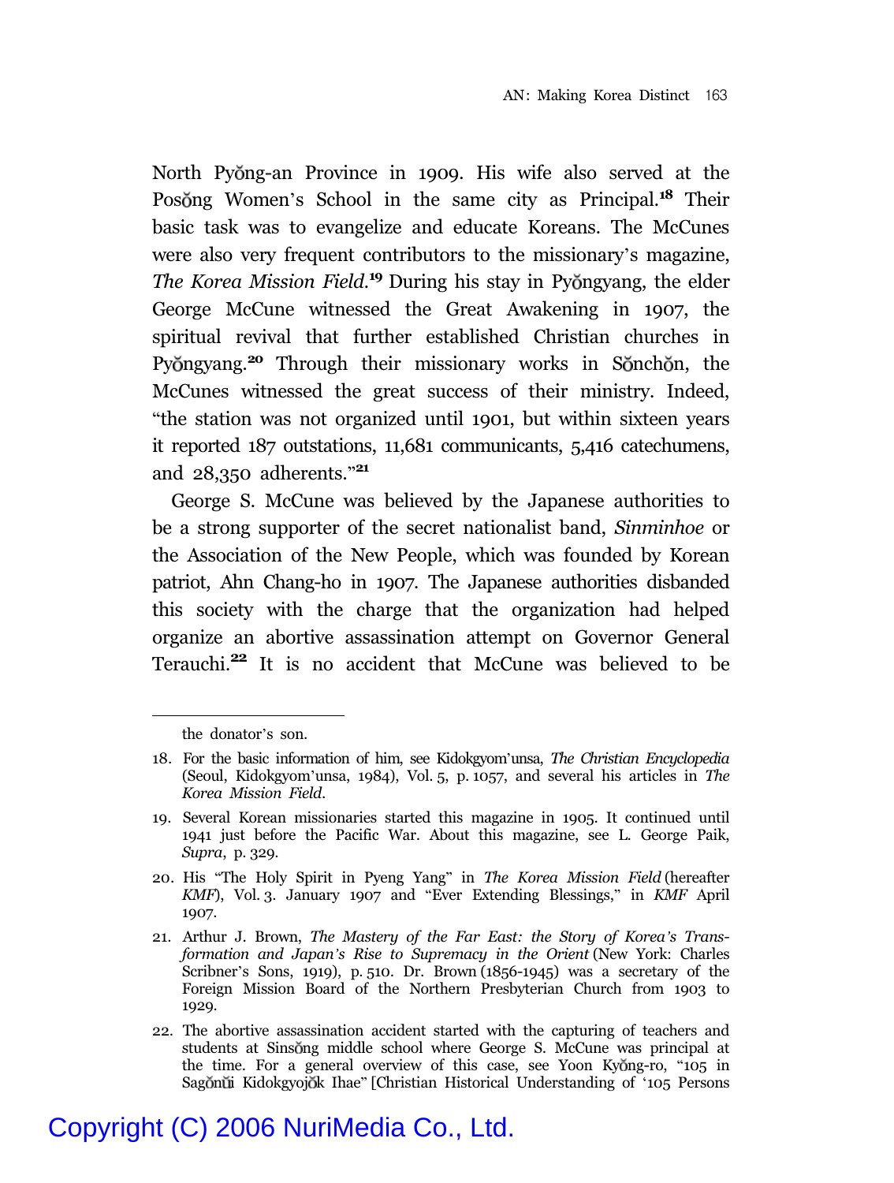North Pyŏng-an Province in 1909. His wife also served at the Posŏng Women's School in the same city as Principal.[18] Their basic task was to evangelize and educate Koreans. The McCunes were also very frequent contributors to the missionary's magazine, *The Korea Mission Field*.[19] During his stay in Pyŏngyang, the elder George McCune witnessed the Great Awakening in 1907, the spiritual revival that further established Christian churches in Pyŏngyang.[20] Through their missionary works in Sŏnchŏn, the McCunes witnessed the great success of their ministry. Indeed, "the station was not organized until 1901, but within sixteen years it reported 187 outstations, 11,681 communicants, 5,416 catechumens, and 28,350 adherents."[21]

George S. McCune was believed by the Japanese authorities to be a strong supporter of the secret nationalist band, *Sinminhoe* or the Association of the New People, which was founded by Korean patriot, Ahn Chang-ho in 1907. The Japanese authorities disbanded this society with the charge that the organization had helped organize an abortive assassination attempt on Governor General Terauchi.[22] It is no accident that McCune was believed to be

---

the donator's son.

18. For the basic information of him, see Kidokgyom'unsa, *The Christian Encyclopedia* (Seoul, Kidokgyom'unsa, 1984), Vol. 5, p. 1057, and several his articles in *The Korea Mission Field*.

19. Several Korean missionaries started this magazine in 1905. It continued until 1941 just before the Pacific War. About this magazine, see L. George Paik, *Supra*, p. 329.

20. His "The Holy Spirit in Pyeng Yang" in *The Korea Mission Field* (hereafter *KMF*), Vol. 3. January 1907 and "Ever Extending Blessings," in *KMF* April 1907.

21. Arthur J. Brown, *The Mastery of the Far East: the Story of Korea's Transformation and Japan's Rise to Supremacy in the Orient* (New York: Charles Scribner's Sons, 1919), p. 510. Dr. Brown (1856-1945) was a secretary of the Foreign Mission Board of the Northern Presbyterian Church from 1903 to 1929.

22. The abortive assassination accident started with the capturing of teachers and students at Sinsŏng middle school where George S. McCune was principal at the time. For a general overview of this case, see Yoon Kyŏng-ro, "105 in Sagŏnŭi Kidokgyojŏk Ihae" [Christian Historical Understanding of '105 Persons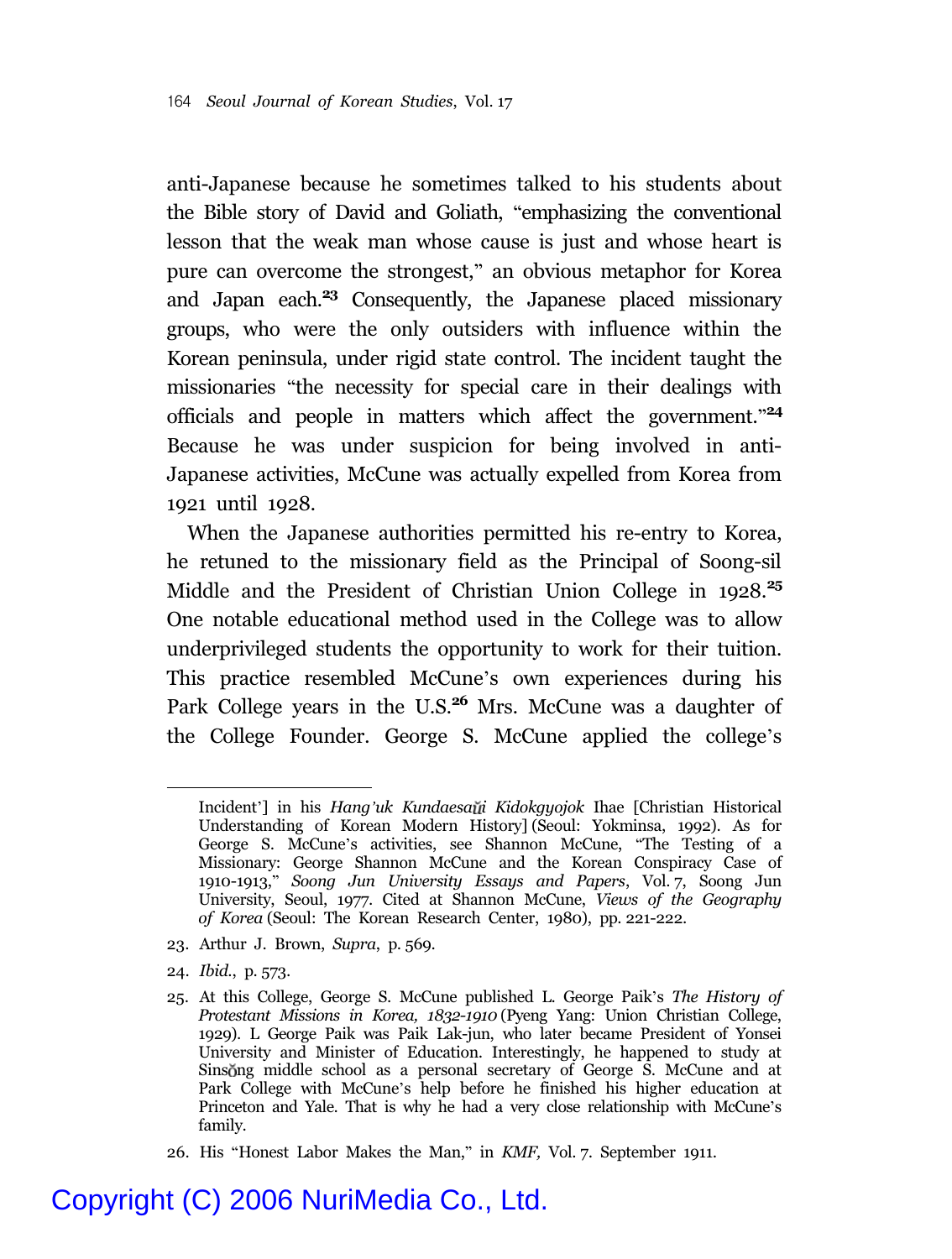anti-Japanese because he sometimes talked to his students about the Bible story of David and Goliath, "emphasizing the conventional lesson that the weak man whose cause is just and whose heart is pure can overcome the strongest," an obvious metaphor for Korea and Japan each.[23] Consequently, the Japanese placed missionary groups, who were the only outsiders with influence within the Korean peninsula, under rigid state control. The incident taught the missionaries "the necessity for special care in their dealings with officials and people in matters which affect the government."[24] Because he was under suspicion for being involved in anti-Japanese activities, McCune was actually expelled from Korea from 1921 until 1928.

When the Japanese authorities permitted his re-entry to Korea, he retuned to the missionary field as the Principal of Soong-sil Middle and the President of Christian Union College in 1928.[25] One notable educational method used in the College was to allow underprivileged students the opportunity to work for their tuition. This practice resembled McCune's own experiences during his Park College years in the U.S.[26] Mrs. McCune was a daughter of the College Founder. George S. McCune applied the college's

---

Incident'] in his *Hang'uk Kundaesaŭi Kidokgyojok* Ihae [Christian Historical Understanding of Korean Modern History] (Seoul: Yokminsa, 1992). As for George S. McCune's activities, see Shannon McCune, "The Testing of a Missionary: George Shannon McCune and the Korean Conspiracy Case of 1910-1913," *Soong Jun University Essays and Papers*, Vol. 7, Soong Jun University, Seoul, 1977. Cited at Shannon McCune, *Views of the Geography of Korea* (Seoul: The Korean Research Center, 1980), pp. 221-222.

23. Arthur J. Brown, *Supra*, p. 569.

24. *Ibid.*, p. 573.

25. At this College, George S. McCune published L. George Paik's *The History of Protestant Missions in Korea, 1832-1910* (Pyeng Yang: Union Christian College, 1929). L George Paik was Paik Lak-jun, who later became President of Yonsei University and Minister of Education. Interestingly, he happened to study at Sinsŏng middle school as a personal secretary of George S. McCune and at Park College with McCune's help before he finished his higher education at Princeton and Yale. That is why he had a very close relationship with McCune's family.

26. His "Honest Labor Makes the Man," in *KMF,* Vol. 7. September 1911.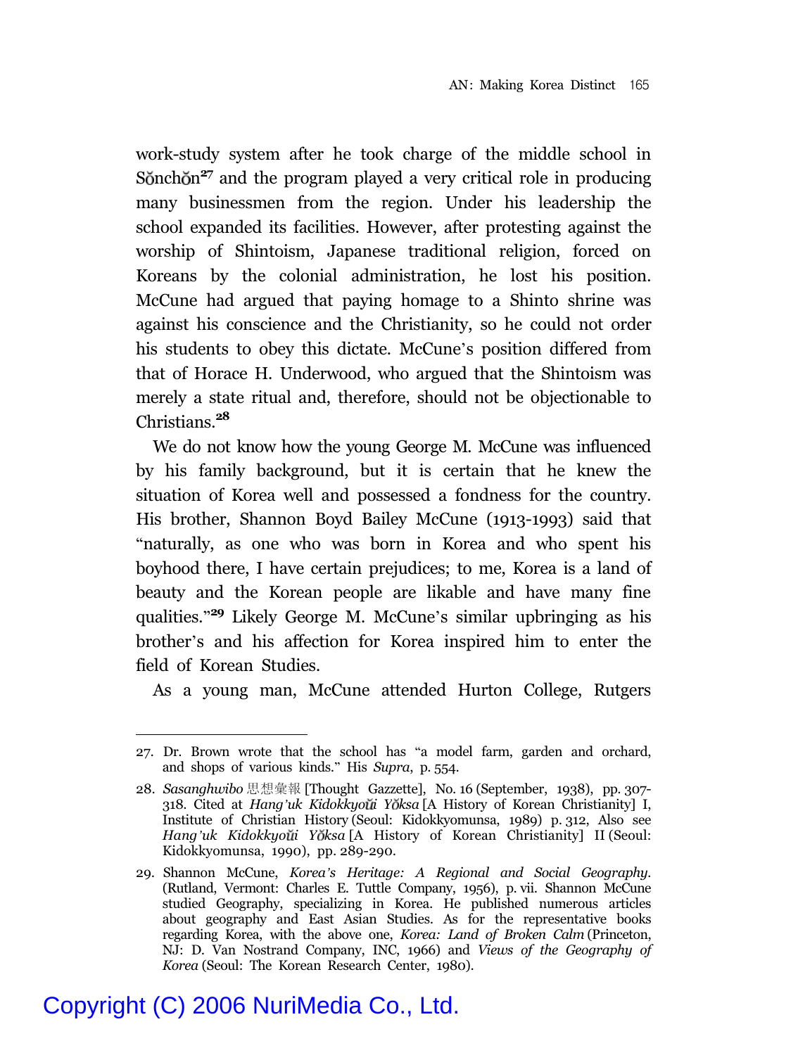work-study system after he took charge of the middle school in Sŏnchŏn[27] and the program played a very critical role in producing many businessmen from the region. Under his leadership the school expanded its facilities. However, after protesting against the worship of Shintoism, Japanese traditional religion, forced on Koreans by the colonial administration, he lost his position. McCune had argued that paying homage to a Shinto shrine was against his conscience and the Christianity, so he could not order his students to obey this dictate. McCune's position differed from that of Horace H. Underwood, who argued that the Shintoism was merely a state ritual and, therefore, should not be objectionable to Christians.[28]

We do not know how the young George M. McCune was influenced by his family background, but it is certain that he knew the situation of Korea well and possessed a fondness for the country. His brother, Shannon Boyd Bailey McCune (1913-1993) said that "naturally, as one who was born in Korea and who spent his boyhood there, I have certain prejudices; to me, Korea is a land of beauty and the Korean people are likable and have many fine qualities."[29] Likely George M. McCune's similar upbringing as his brother's and his affection for Korea inspired him to enter the field of Korean Studies.

As a young man, McCune attended Hurton College, Rutgers

---

27. Dr. Brown wrote that the school has "a model farm, garden and orchard, and shops of various kinds." His *Supra*, p. 554.

28. *Sasanghwibo* 思想彙報 [Thought Gazzette], No. 16 (September, 1938), pp. 307-318. Cited at *Hang'uk Kidokkyoŭi Yŏksa* [A History of Korean Christianity] I, Institute of Christian History (Seoul: Kidokkyomunsa, 1989) p. 312, Also see *Hang'uk Kidokkyoŭi Yŏksa* [A History of Korean Christianity] II (Seoul: Kidokkyomunsa, 1990), pp. 289-290.

29. Shannon McCune, *Korea's Heritage: A Regional and Social Geography*. (Rutland, Vermont: Charles E. Tuttle Company, 1956), p. vii. Shannon McCune studied Geography, specializing in Korea. He published numerous articles about geography and East Asian Studies. As for the representative books regarding Korea, with the above one, *Korea: Land of Broken Calm* (Princeton, NJ: D. Van Nostrand Company, INC, 1966) and *Views of the Geography of Korea* (Seoul: The Korean Research Center, 1980).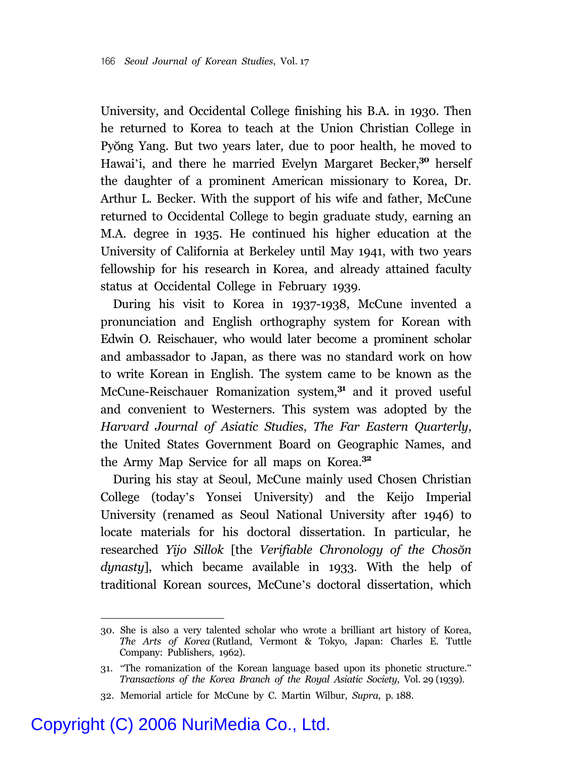University, and Occidental College finishing his B.A. in 1930. Then he returned to Korea to teach at the Union Christian College in Pyŏng Yang. But two years later, due to poor health, he moved to Hawai'i, and there he married Evelyn Margaret Becker,[30] herself the daughter of a prominent American missionary to Korea, Dr. Arthur L. Becker. With the support of his wife and father, McCune returned to Occidental College to begin graduate study, earning an M.A. degree in 1935. He continued his higher education at the University of California at Berkeley until May 1941, with two years fellowship for his research in Korea, and already attained faculty status at Occidental College in February 1939.

During his visit to Korea in 1937-1938, McCune invented a pronunciation and English orthography system for Korean with Edwin O. Reischauer, who would later become a prominent scholar and ambassador to Japan, as there was no standard work on how to write Korean in English. The system came to be known as the McCune-Reischauer Romanization system,[31] and it proved useful and convenient to Westerners. This system was adopted by the *Harvard Journal of Asiatic Studies*, *The Far Eastern Quarterly*, the United States Government Board on Geographic Names, and the Army Map Service for all maps on Korea.[32]

During his stay at Seoul, McCune mainly used Chosen Christian College (today's Yonsei University) and the Keijo Imperial University (renamed as Seoul National University after 1946) to locate materials for his doctoral dissertation. In particular, he researched *Yijo Sillok* [the *Verifiable Chronology of the Chosŏn dynasty*], which became available in 1933. With the help of traditional Korean sources, McCune's doctoral dissertation, which

---

30. She is also a very talented scholar who wrote a brilliant art history of Korea, *The Arts of Korea* (Rutland, Vermont & Tokyo, Japan: Charles E. Tuttle Company: Publishers, 1962).

31. "The romanization of the Korean language based upon its phonetic structure." *Transactions of the Korea Branch of the Royal Asiatic Society*, Vol. 29 (1939).

32. Memorial article for McCune by C. Martin Wilbur, *Supra*, p. 188.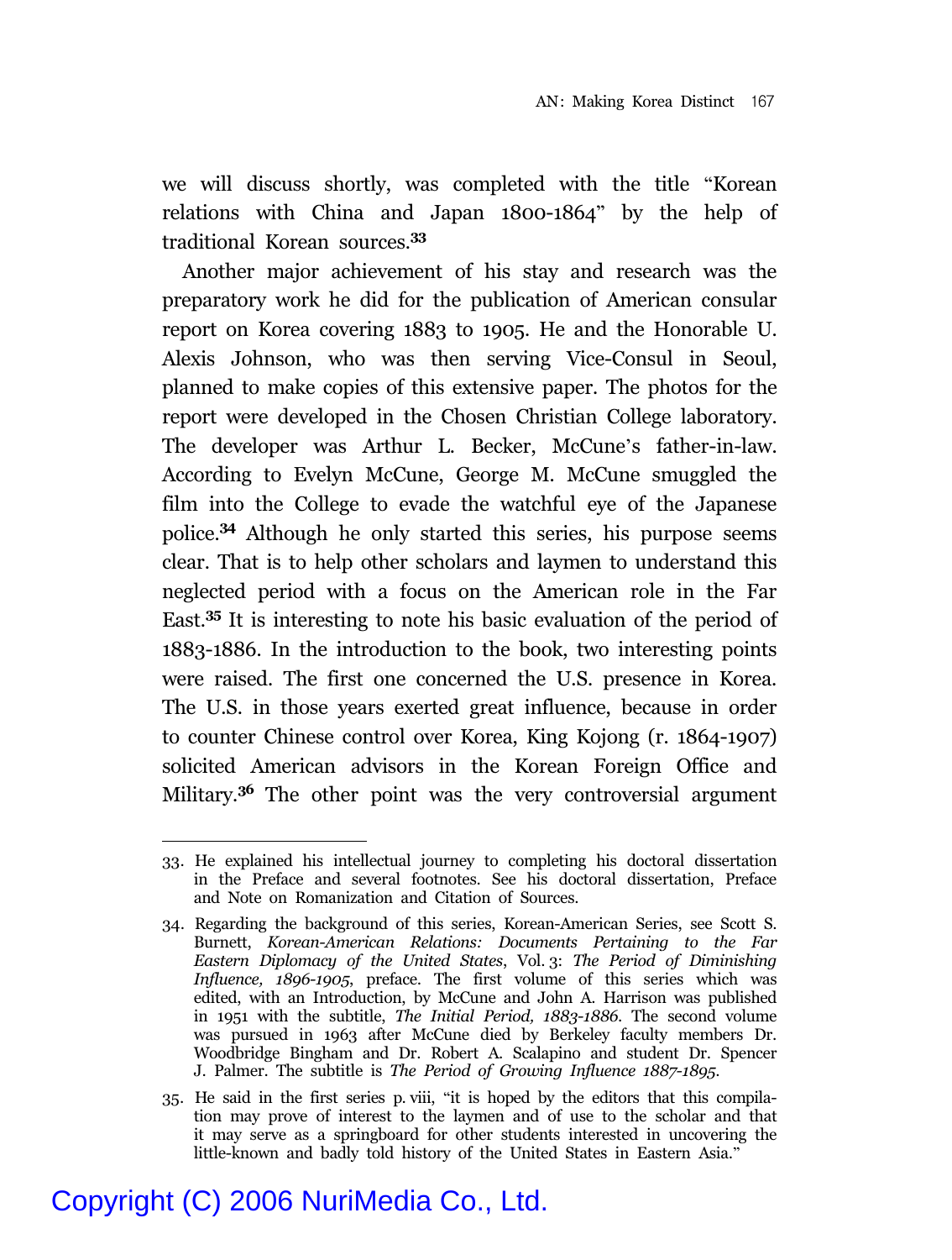we will discuss shortly, was completed with the title "Korean relations with China and Japan 1800-1864" by the help of traditional Korean sources.[33]

Another major achievement of his stay and research was the preparatory work he did for the publication of American consular report on Korea covering 1883 to 1905. He and the Honorable U. Alexis Johnson, who was then serving Vice-Consul in Seoul, planned to make copies of this extensive paper. The photos for the report were developed in the Chosen Christian College laboratory. The developer was Arthur L. Becker, McCune's father-in-law. According to Evelyn McCune, George M. McCune smuggled the film into the College to evade the watchful eye of the Japanese police.[34] Although he only started this series, his purpose seems clear. That is to help other scholars and laymen to understand this neglected period with a focus on the American role in the Far East.[35] It is interesting to note his basic evaluation of the period of 1883-1886. In the introduction to the book, two interesting points were raised. The first one concerned the U.S. presence in Korea. The U.S. in those years exerted great influence, because in order to counter Chinese control over Korea, King Kojong (r. 1864-1907) solicited American advisors in the Korean Foreign Office and Military.[36] The other point was the very controversial argument

---

33. He explained his intellectual journey to completing his doctoral dissertation in the Preface and several footnotes. See his doctoral dissertation, Preface and Note on Romanization and Citation of Sources.

34. Regarding the background of this series, Korean-American Series, see Scott S. Burnett, *Korean-American Relations: Documents Pertaining to the Far Eastern Diplomacy of the United States*, Vol. 3: *The Period of Diminishing Influence, 1896-1905*, preface. The first volume of this series which was edited, with an Introduction, by McCune and John A. Harrison was published in 1951 with the subtitle, *The Initial Period, 1883-1886*. The second volume was pursued in 1963 after McCune died by Berkeley faculty members Dr. Woodbridge Bingham and Dr. Robert A. Scalapino and student Dr. Spencer J. Palmer. The subtitle is *The Period of Growing Influence 1887-1895*.

35. He said in the first series p. viii, "it is hoped by the editors that this compilation may prove of interest to the laymen and of use to the scholar and that it may serve as a springboard for other students interested in uncovering the little-known and badly told history of the United States in Eastern Asia."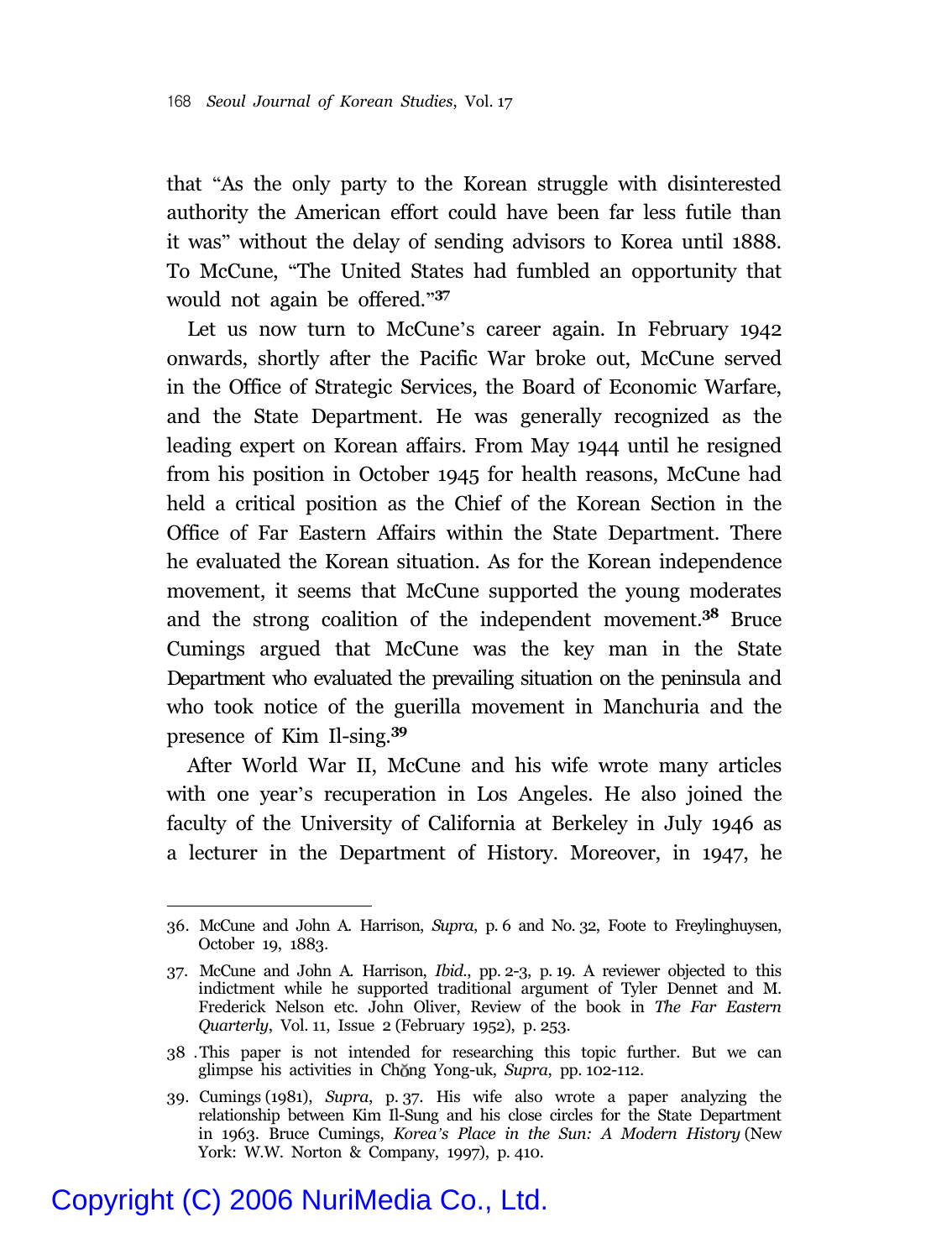that "As the only party to the Korean struggle with disinterested authority the American effort could have been far less futile than it was" without the delay of sending advisors to Korea until 1888. To McCune, "The United States had fumbled an opportunity that would not again be offered."[37]

Let us now turn to McCune's career again. In February 1942 onwards, shortly after the Pacific War broke out, McCune served in the Office of Strategic Services, the Board of Economic Warfare, and the State Department. He was generally recognized as the leading expert on Korean affairs. From May 1944 until he resigned from his position in October 1945 for health reasons, McCune had held a critical position as the Chief of the Korean Section in the Office of Far Eastern Affairs within the State Department. There he evaluated the Korean situation. As for the Korean independence movement, it seems that McCune supported the young moderates and the strong coalition of the independent movement.[38] Bruce Cumings argued that McCune was the key man in the State Department who evaluated the prevailing situation on the peninsula and who took notice of the guerilla movement in Manchuria and the presence of Kim Il-sing.[39]

After World War II, McCune and his wife wrote many articles with one year's recuperation in Los Angeles. He also joined the faculty of the University of California at Berkeley in July 1946 as a lecturer in the Department of History. Moreover, in 1947, he

---

36. McCune and John A. Harrison, *Supra*, p. 6 and No. 32, Foote to Freylinghuysen, October 19, 1883.

37. McCune and John A. Harrison, *Ibid.*, pp. 2-3, p. 19. A reviewer objected to this indictment while he supported traditional argument of Tyler Dennet and M. Frederick Nelson etc. John Oliver, Review of the book in *The Far Eastern Quarterly*, Vol. 11, Issue 2 (February 1952), p. 253.

38. This paper is not intended for researching this topic further. But we can glimpse his activities in Chŏng Yong-uk, *Supra*, pp. 102-112.

39. Cumings (1981), *Supra*, p. 37. His wife also wrote a paper analyzing the relationship between Kim Il-Sung and his close circles for the State Department in 1963. Bruce Cumings, *Korea's Place in the Sun: A Modern History* (New York: W.W. Norton & Company, 1997), p. 410.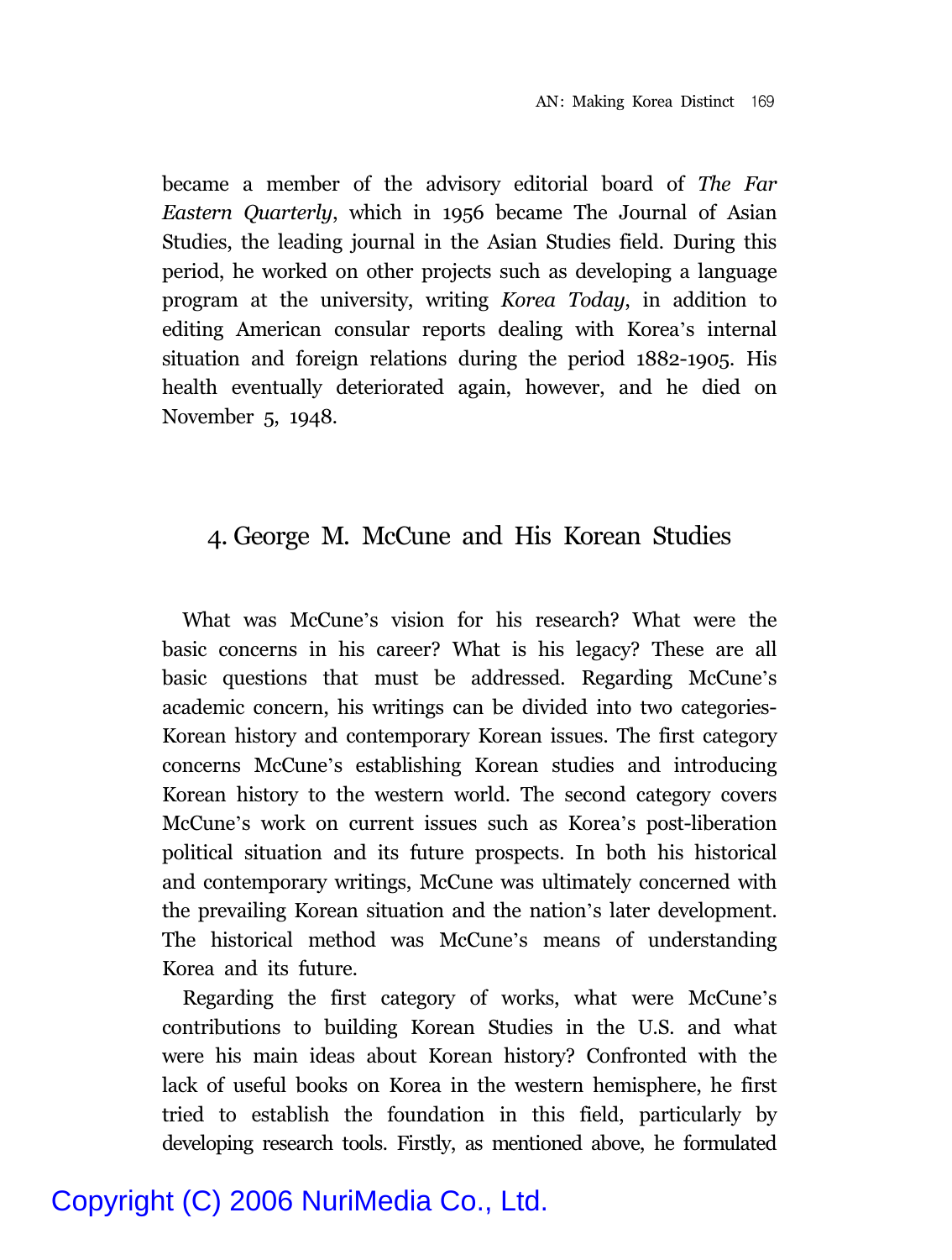became a member of the advisory editorial board of *The Far Eastern Quarterly*, which in 1956 became The Journal of Asian Studies, the leading journal in the Asian Studies field. During this period, he worked on other projects such as developing a language program at the university, writing *Korea Today*, in addition to editing American consular reports dealing with Korea's internal situation and foreign relations during the period 1882-1905. His health eventually deteriorated again, however, and he died on November 5, 1948.

## 4. George M. McCune and His Korean Studies

What was McCune's vision for his research? What were the basic concerns in his career? What is his legacy? These are all basic questions that must be addressed. Regarding McCune's academic concern, his writings can be divided into two categories-Korean history and contemporary Korean issues. The first category concerns McCune's establishing Korean studies and introducing Korean history to the western world. The second category covers McCune's work on current issues such as Korea's post-liberation political situation and its future prospects. In both his historical and contemporary writings, McCune was ultimately concerned with the prevailing Korean situation and the nation's later development. The historical method was McCune's means of understanding Korea and its future.

Regarding the first category of works, what were McCune's contributions to building Korean Studies in the U.S. and what were his main ideas about Korean history? Confronted with the lack of useful books on Korea in the western hemisphere, he first tried to establish the foundation in this field, particularly by developing research tools. Firstly, as mentioned above, he formulated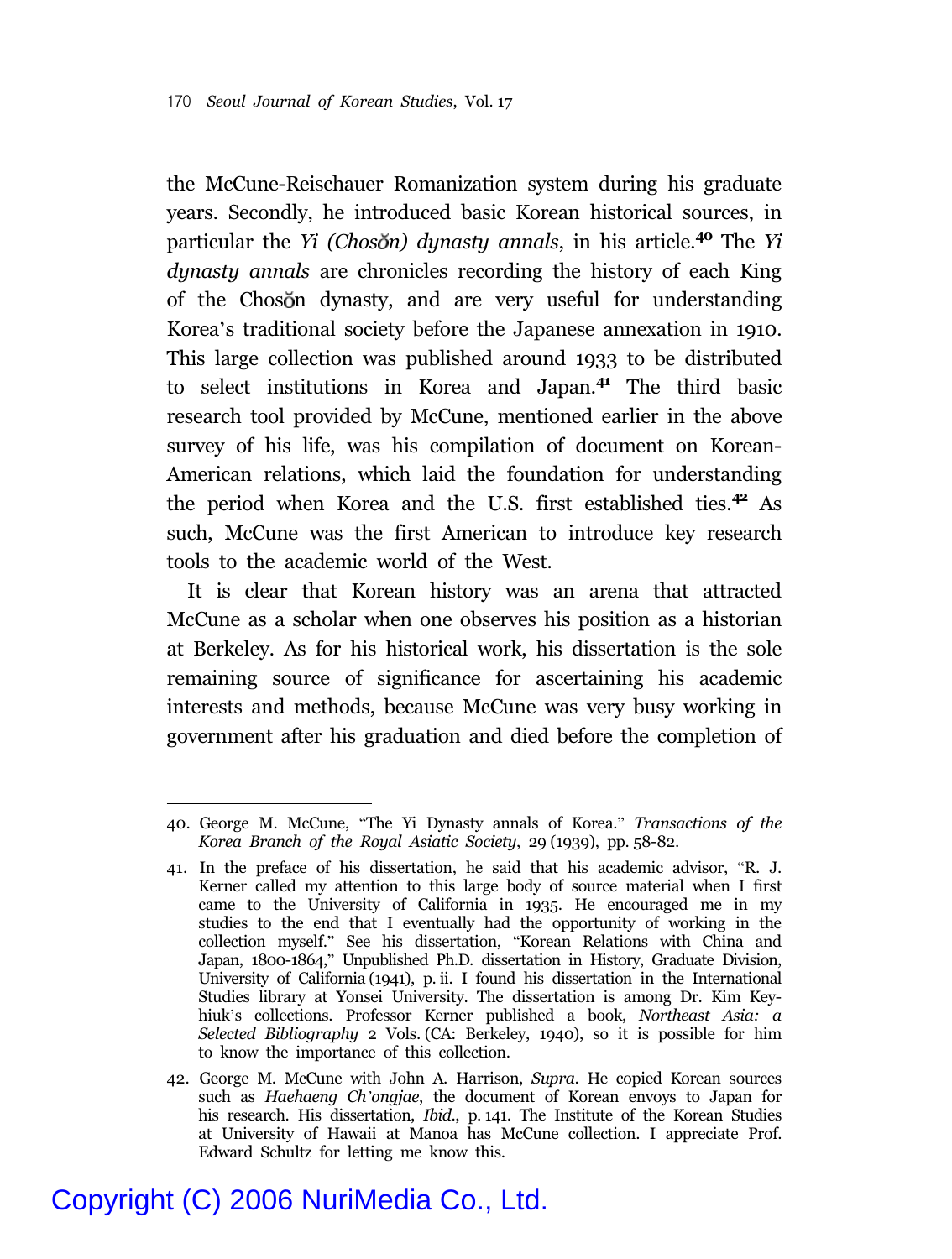the McCune-Reischauer Romanization system during his graduate years. Secondly, he introduced basic Korean historical sources, in particular the *Yi (Chosŏn) dynasty annals*, in his article.[40] The *Yi dynasty annals* are chronicles recording the history of each King of the Chosŏn dynasty, and are very useful for understanding Korea's traditional society before the Japanese annexation in 1910. This large collection was published around 1933 to be distributed to select institutions in Korea and Japan.[41] The third basic research tool provided by McCune, mentioned earlier in the above survey of his life, was his compilation of document on Korean-American relations, which laid the foundation for understanding the period when Korea and the U.S. first established ties.[42] As such, McCune was the first American to introduce key research tools to the academic world of the West.

It is clear that Korean history was an arena that attracted McCune as a scholar when one observes his position as a historian at Berkeley. As for his historical work, his dissertation is the sole remaining source of significance for ascertaining his academic interests and methods, because McCune was very busy working in government after his graduation and died before the completion of

---

40. George M. McCune, "The Yi Dynasty annals of Korea." *Transactions of the Korea Branch of the Royal Asiatic Society*, 29 (1939), pp. 58-82.

41. In the preface of his dissertation, he said that his academic advisor, "R. J. Kerner called my attention to this large body of source material when I first came to the University of California in 1935. He encouraged me in my studies to the end that I eventually had the opportunity of working in the collection myself." See his dissertation, "Korean Relations with China and Japan, 1800-1864," Unpublished Ph.D. dissertation in History, Graduate Division, University of California (1941), p. ii. I found his dissertation in the International Studies library at Yonsei University. The dissertation is among Dr. Kim Key-hiuk's collections. Professor Kerner published a book, *Northeast Asia: a Selected Bibliography* 2 Vols. (CA: Berkeley, 1940), so it is possible for him to know the importance of this collection.

42. George M. McCune with John A. Harrison, *Supra*. He copied Korean sources such as *Haehaeng Ch'ongjae*, the document of Korean envoys to Japan for his research. His dissertation, *Ibid*., p. 141. The Institute of the Korean Studies at University of Hawaii at Manoa has McCune collection. I appreciate Prof. Edward Schultz for letting me know this.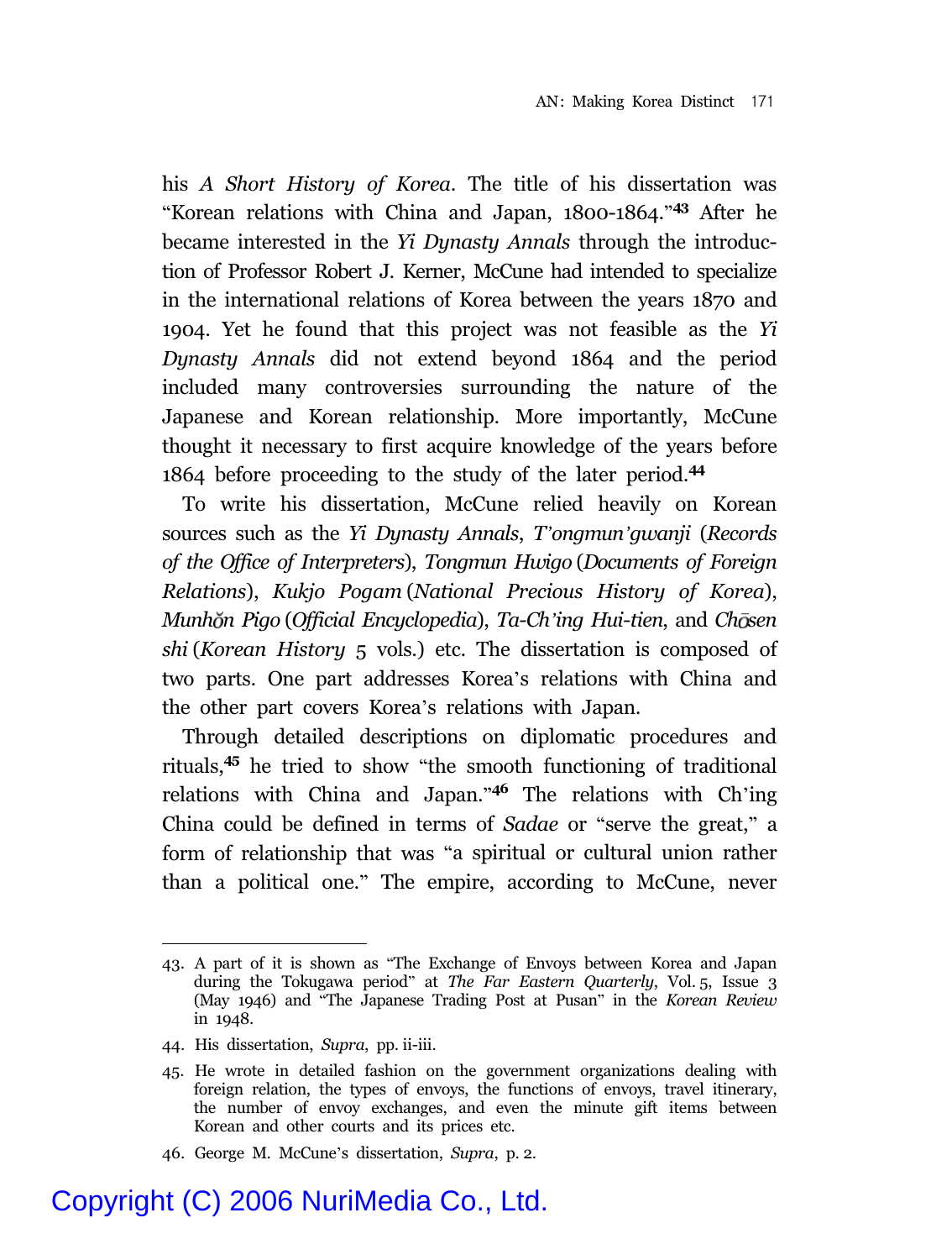his *A Short History of Korea*. The title of his dissertation was "Korean relations with China and Japan, 1800-1864."[43] After he became interested in the *Yi Dynasty Annals* through the introduction of Professor Robert J. Kerner, McCune had intended to specialize in the international relations of Korea between the years 1870 and 1904. Yet he found that this project was not feasible as the *Yi Dynasty Annals* did not extend beyond 1864 and the period included many controversies surrounding the nature of the Japanese and Korean relationship. More importantly, McCune thought it necessary to first acquire knowledge of the years before 1864 before proceeding to the study of the later period.[44]

To write his dissertation, McCune relied heavily on Korean sources such as the *Yi Dynasty Annals*, *T'ongmun'gwanji* (*Records of the Office of Interpreters*), *Tongmun Hwigo* (*Documents of Foreign Relations*), *Kukjo Pogam* (*National Precious History of Korea*), *Munhŏn Pigo* (*Official Encyclopedia*), *Ta-Ch'ing Hui-tien*, and *Chōsen shi* (*Korean History* 5 vols.) etc. The dissertation is composed of two parts. One part addresses Korea's relations with China and the other part covers Korea's relations with Japan.

Through detailed descriptions on diplomatic procedures and rituals,[45] he tried to show "the smooth functioning of traditional relations with China and Japan."[46] The relations with Ch'ing China could be defined in terms of *Sadae* or "serve the great," a form of relationship that was "a spiritual or cultural union rather than a political one." The empire, according to McCune, never

---

43. A part of it is shown as "The Exchange of Envoys between Korea and Japan during the Tokugawa period" at *The Far Eastern Quarterly*, Vol. 5, Issue 3 (May 1946) and "The Japanese Trading Post at Pusan" in the *Korean Review* in 1948.

44. His dissertation, *Supra*, pp. ii-iii.

45. He wrote in detailed fashion on the government organizations dealing with foreign relation, the types of envoys, the functions of envoys, travel itinerary, the number of envoy exchanges, and even the minute gift items between Korean and other courts and its prices etc.

46. George M. McCune's dissertation, *Supra*, p. 2.

Copyright (C) 2006 NuriMedia Co., Ltd.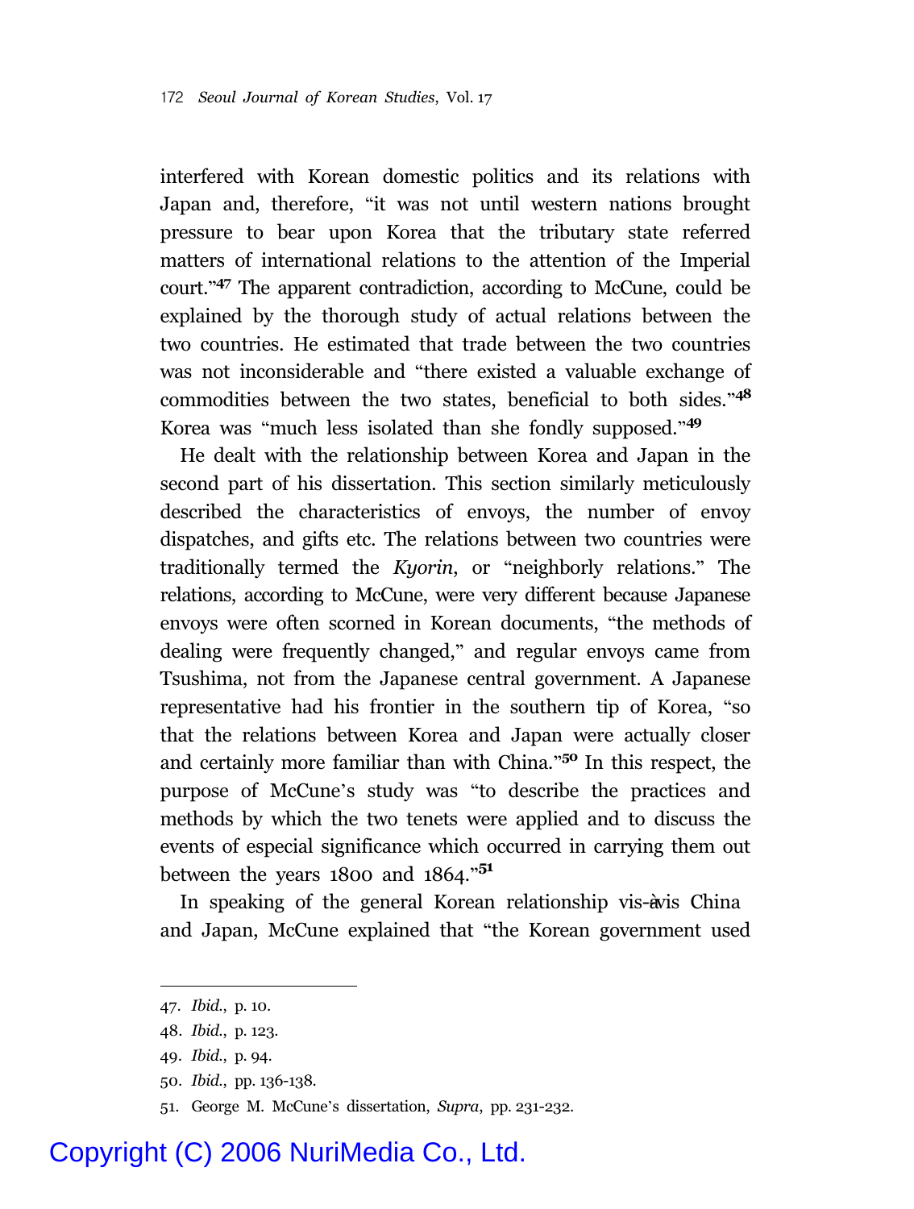interfered with Korean domestic politics and its relations with Japan and, therefore, "it was not until western nations brought pressure to bear upon Korea that the tributary state referred matters of international relations to the attention of the Imperial court."[47] The apparent contradiction, according to McCune, could be explained by the thorough study of actual relations between the two countries. He estimated that trade between the two countries was not inconsiderable and "there existed a valuable exchange of commodities between the two states, beneficial to both sides."[48] Korea was "much less isolated than she fondly supposed."[49]

He dealt with the relationship between Korea and Japan in the second part of his dissertation. This section similarly meticulously described the characteristics of envoys, the number of envoy dispatches, and gifts etc. The relations between two countries were traditionally termed the *Kyorin*, or "neighborly relations." The relations, according to McCune, were very different because Japanese envoys were often scorned in Korean documents, "the methods of dealing were frequently changed," and regular envoys came from Tsushima, not from the Japanese central government. A Japanese representative had his frontier in the southern tip of Korea, "so that the relations between Korea and Japan were actually closer and certainly more familiar than with China."[50] In this respect, the purpose of McCune's study was "to describe the practices and methods by which the two tenets were applied and to discuss the events of especial significance which occurred in carrying them out between the years 1800 and 1864."[51]

In speaking of the general Korean relationship vis-à-vis China and Japan, McCune explained that "the Korean government used

---

47. *Ibid.*, p. 10.

48. *Ibid.*, p. 123.

49. *Ibid.*, p. 94.

50. *Ibid.*, pp. 136-138.

51. George M. McCune's dissertation, *Supra*, pp. 231-232.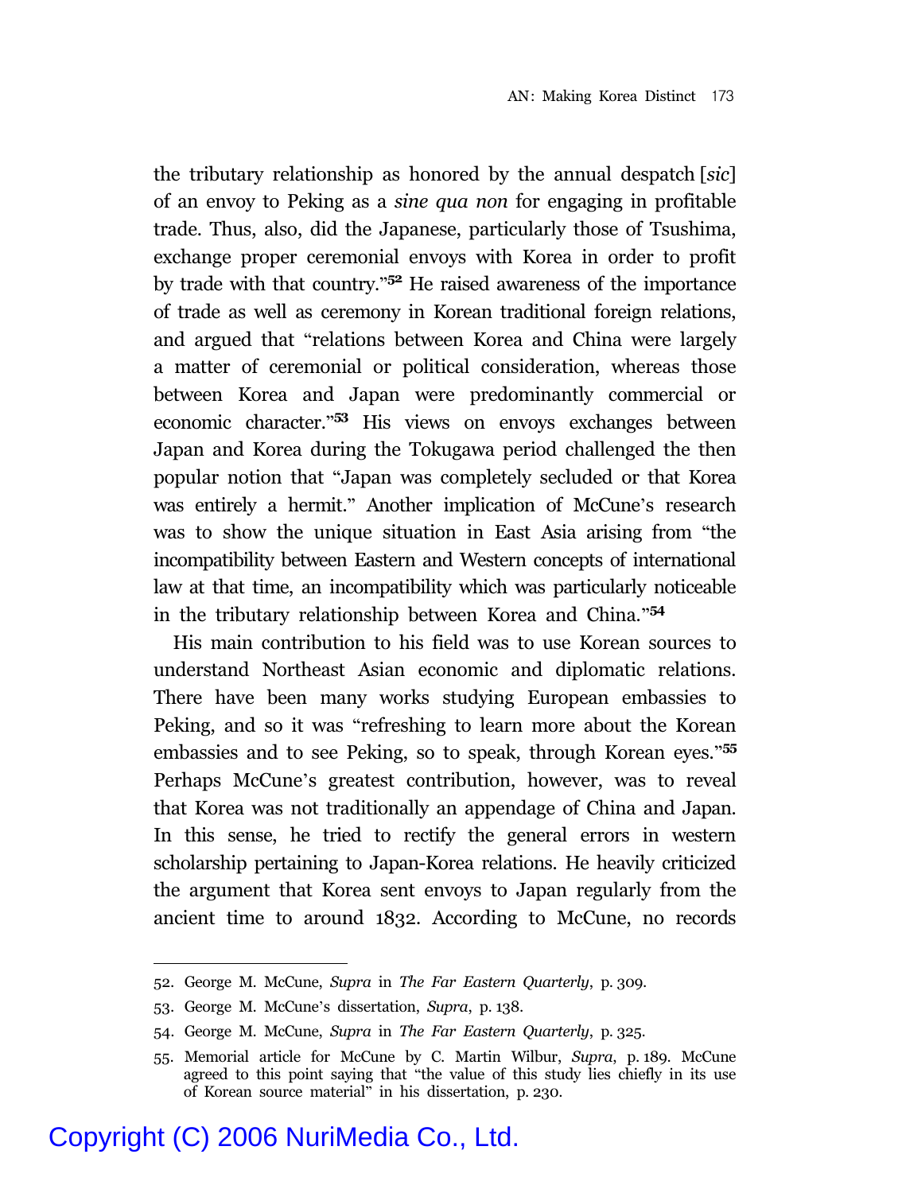the tributary relationship as honored by the annual despatch [*sic*] of an envoy to Peking as a *sine qua non* for engaging in profitable trade. Thus, also, did the Japanese, particularly those of Tsushima, exchange proper ceremonial envoys with Korea in order to profit by trade with that country."[52] He raised awareness of the importance of trade as well as ceremony in Korean traditional foreign relations, and argued that "relations between Korea and China were largely a matter of ceremonial or political consideration, whereas those between Korea and Japan were predominantly commercial or economic character."[53] His views on envoys exchanges between Japan and Korea during the Tokugawa period challenged the then popular notion that "Japan was completely secluded or that Korea was entirely a hermit." Another implication of McCune's research was to show the unique situation in East Asia arising from "the incompatibility between Eastern and Western concepts of international law at that time, an incompatibility which was particularly noticeable in the tributary relationship between Korea and China."[54]

His main contribution to his field was to use Korean sources to understand Northeast Asian economic and diplomatic relations. There have been many works studying European embassies to Peking, and so it was "refreshing to learn more about the Korean embassies and to see Peking, so to speak, through Korean eyes."[55] Perhaps McCune's greatest contribution, however, was to reveal that Korea was not traditionally an appendage of China and Japan. In this sense, he tried to rectify the general errors in western scholarship pertaining to Japan-Korea relations. He heavily criticized the argument that Korea sent envoys to Japan regularly from the ancient time to around 1832. According to McCune, no records

---

52. George M. McCune, *Supra* in *The Far Eastern Quarterly*, p. 309.

53. George M. McCune's dissertation, *Supra*, p. 138.

54. George M. McCune, *Supra* in *The Far Eastern Quarterly*, p. 325.

55. Memorial article for McCune by C. Martin Wilbur, *Supra*, p. 189. McCune agreed to this point saying that "the value of this study lies chiefly in its use of Korean source material" in his dissertation, p. 230.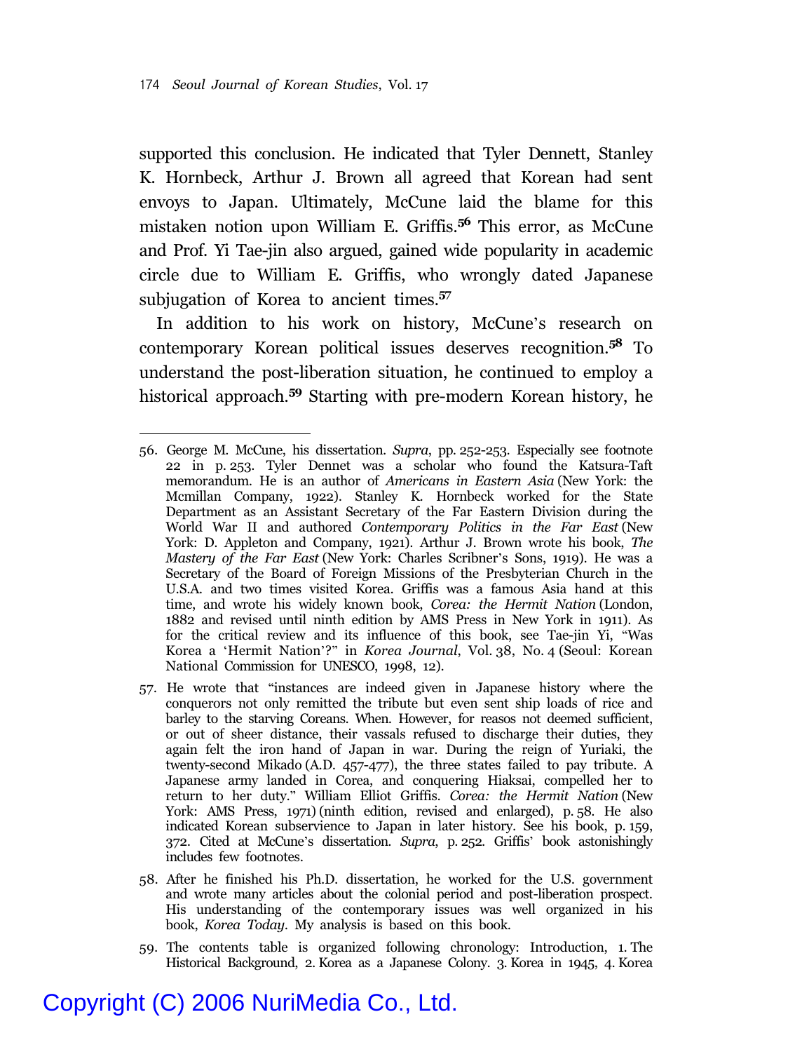supported this conclusion. He indicated that Tyler Dennett, Stanley K. Hornbeck, Arthur J. Brown all agreed that Korean had sent envoys to Japan. Ultimately, McCune laid the blame for this mistaken notion upon William E. Griffis.[56] This error, as McCune and Prof. Yi Tae-jin also argued, gained wide popularity in academic circle due to William E. Griffis, who wrongly dated Japanese subjugation of Korea to ancient times.[57]

In addition to his work on history, McCune's research on contemporary Korean political issues deserves recognition.[58] To understand the post-liberation situation, he continued to employ a historical approach.[59] Starting with pre-modern Korean history, he

---

56. George M. McCune, his dissertation. *Supra*, pp. 252-253. Especially see footnote 22 in p. 253. Tyler Dennet was a scholar who found the Katsura-Taft memorandum. He is an author of *Americans in Eastern Asia* (New York: the Mcmillan Company, 1922). Stanley K. Hornbeck worked for the State Department as an Assistant Secretary of the Far Eastern Division during the World War II and authored *Contemporary Politics in the Far East* (New York: D. Appleton and Company, 1921). Arthur J. Brown wrote his book, *The Mastery of the Far East* (New York: Charles Scribner's Sons, 1919). He was a Secretary of the Board of Foreign Missions of the Presbyterian Church in the U.S.A. and two times visited Korea. Griffis was a famous Asia hand at this time, and wrote his widely known book, *Corea: the Hermit Nation* (London, 1882 and revised until ninth edition by AMS Press in New York in 1911). As for the critical review and its influence of this book, see Tae-jin Yi, "Was Korea a 'Hermit Nation'?" in *Korea Journal*, Vol. 38, No. 4 (Seoul: Korean National Commission for UNESCO, 1998, 12).

57. He wrote that "instances are indeed given in Japanese history where the conquerors not only remitted the tribute but even sent ship loads of rice and barley to the starving Coreans. When. However, for reasos not deemed sufficient, or out of sheer distance, their vassals refused to discharge their duties, they again felt the iron hand of Japan in war. During the reign of Yuriaki, the twenty-second Mikado (A.D. 457-477), the three states failed to pay tribute. A Japanese army landed in Corea, and conquering Hiaksai, compelled her to return to her duty." William Elliot Griffis. *Corea: the Hermit Nation* (New York: AMS Press, 1971) (ninth edition, revised and enlarged), p. 58. He also indicated Korean subservience to Japan in later history. See his book, p. 159, 372. Cited at McCune's dissertation. *Supra*, p. 252. Griffis' book astonishingly includes few footnotes.

58. After he finished his Ph.D. dissertation, he worked for the U.S. government and wrote many articles about the colonial period and post-liberation prospect. His understanding of the contemporary issues was well organized in his book, *Korea Today*. My analysis is based on this book.

59. The contents table is organized following chronology: Introduction, 1. The Historical Background, 2. Korea as a Japanese Colony. 3. Korea in 1945, 4. Korea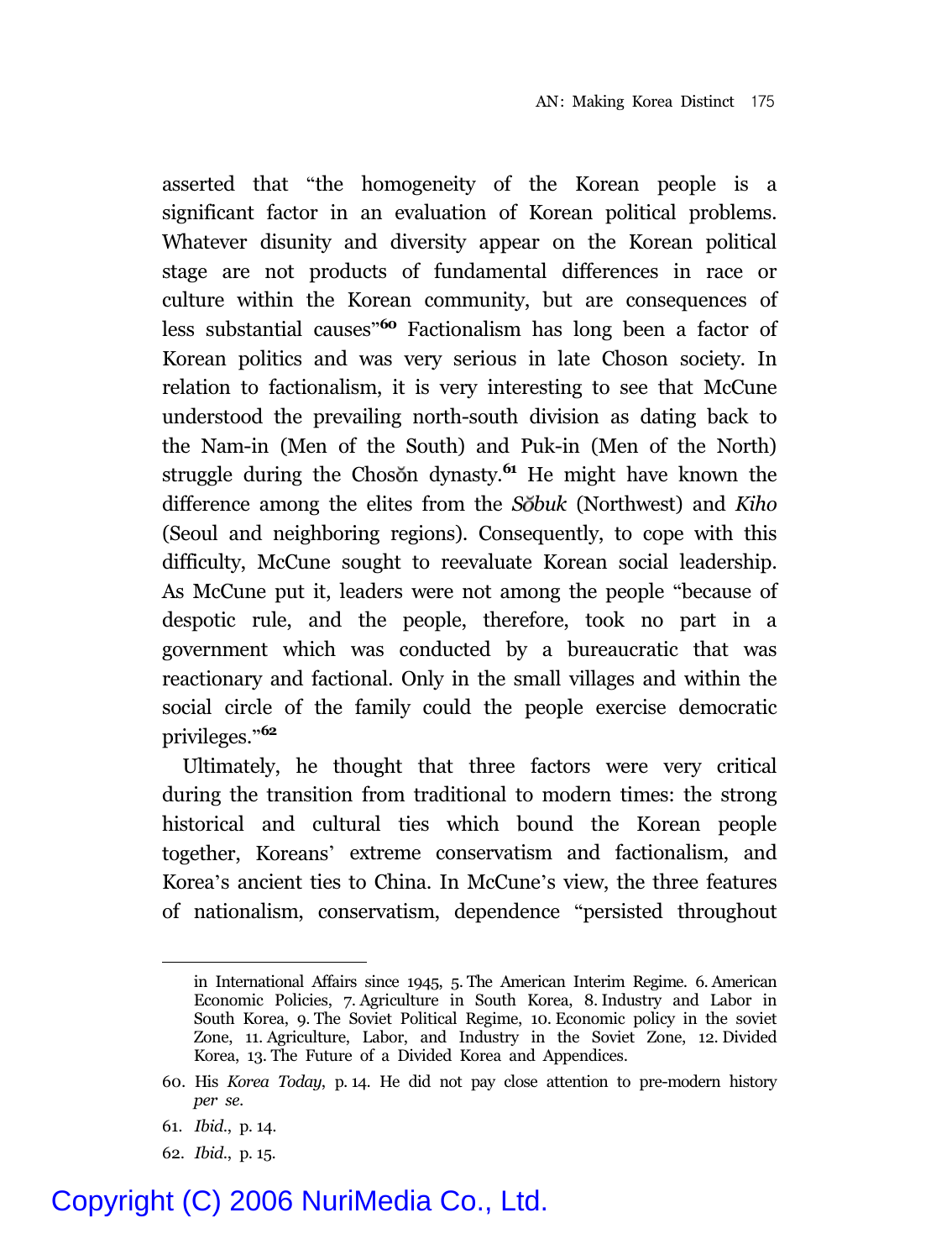asserted that "the homogeneity of the Korean people is a significant factor in an evaluation of Korean political problems. Whatever disunity and diversity appear on the Korean political stage are not products of fundamental differences in race or culture within the Korean community, but are consequences of less substantial causes"[60] Factionalism has long been a factor of Korean politics and was very serious in late Choson society. In relation to factionalism, it is very interesting to see that McCune understood the prevailing north-south division as dating back to the Nam-in (Men of the South) and Puk-in (Men of the North) struggle during the Chosŏn dynasty.[61] He might have known the difference among the elites from the *Sŏbuk* (Northwest) and *Kiho* (Seoul and neighboring regions). Consequently, to cope with this difficulty, McCune sought to reevaluate Korean social leadership. As McCune put it, leaders were not among the people "because of despotic rule, and the people, therefore, took no part in a government which was conducted by a bureaucratic that was reactionary and factional. Only in the small villages and within the social circle of the family could the people exercise democratic privileges."[62]

Ultimately, he thought that three factors were very critical during the transition from traditional to modern times: the strong historical and cultural ties which bound the Korean people together, Koreans' extreme conservatism and factionalism, and Korea's ancient ties to China. In McCune's view, the three features of nationalism, conservatism, dependence "persisted throughout

---

in International Affairs since 1945, 5. The American Interim Regime. 6. American Economic Policies, 7. Agriculture in South Korea, 8. Industry and Labor in South Korea, 9. The Soviet Political Regime, 10. Economic policy in the soviet Zone, 11. Agriculture, Labor, and Industry in the Soviet Zone, 12. Divided Korea, 13. The Future of a Divided Korea and Appendices.

60. His *Korea Today*, p. 14. He did not pay close attention to pre-modern history *per se*.

61. *Ibid*., p. 14.

62. *Ibid*., p. 15.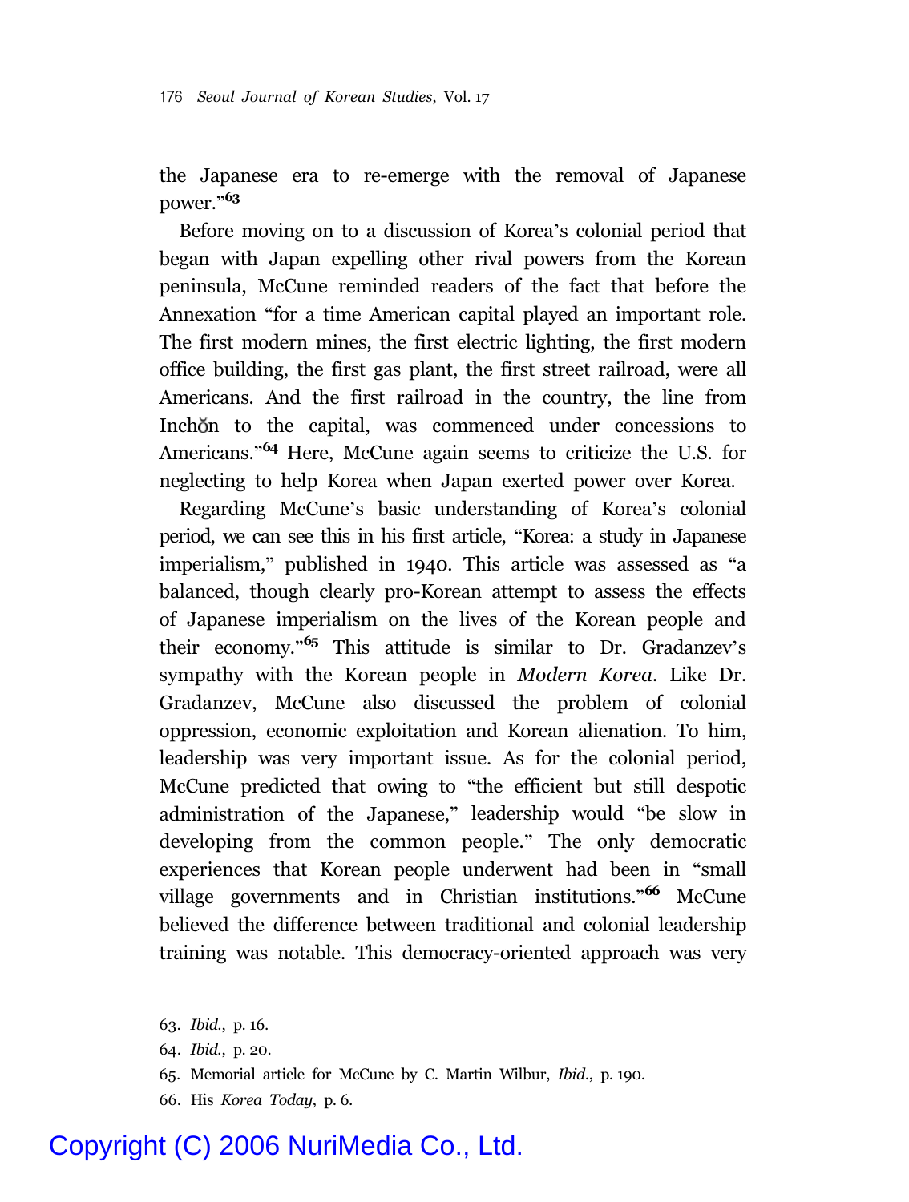the Japanese era to re-emerge with the removal of Japanese power."[63]

Before moving on to a discussion of Korea's colonial period that began with Japan expelling other rival powers from the Korean peninsula, McCune reminded readers of the fact that before the Annexation "for a time American capital played an important role. The first modern mines, the first electric lighting, the first modern office building, the first gas plant, the first street railroad, were all Americans. And the first railroad in the country, the line from Inchŏn to the capital, was commenced under concessions to Americans."[64] Here, McCune again seems to criticize the U.S. for neglecting to help Korea when Japan exerted power over Korea.

Regarding McCune's basic understanding of Korea's colonial period, we can see this in his first article, "Korea: a study in Japanese imperialism," published in 1940. This article was assessed as "a balanced, though clearly pro-Korean attempt to assess the effects of Japanese imperialism on the lives of the Korean people and their economy."[65] This attitude is similar to Dr. Gradanzev's sympathy with the Korean people in *Modern Korea*. Like Dr. Gradanzev, McCune also discussed the problem of colonial oppression, economic exploitation and Korean alienation. To him, leadership was very important issue. As for the colonial period, McCune predicted that owing to "the efficient but still despotic administration of the Japanese," leadership would "be slow in developing from the common people." The only democratic experiences that Korean people underwent had been in "small village governments and in Christian institutions."[66] McCune believed the difference between traditional and colonial leadership training was notable. This democracy-oriented approach was very

---

63. *Ibid.*, p. 16.

64. *Ibid.*, p. 20.

65. Memorial article for McCune by C. Martin Wilbur, *Ibid.*, p. 190.

66. His *Korea Today*, p. 6.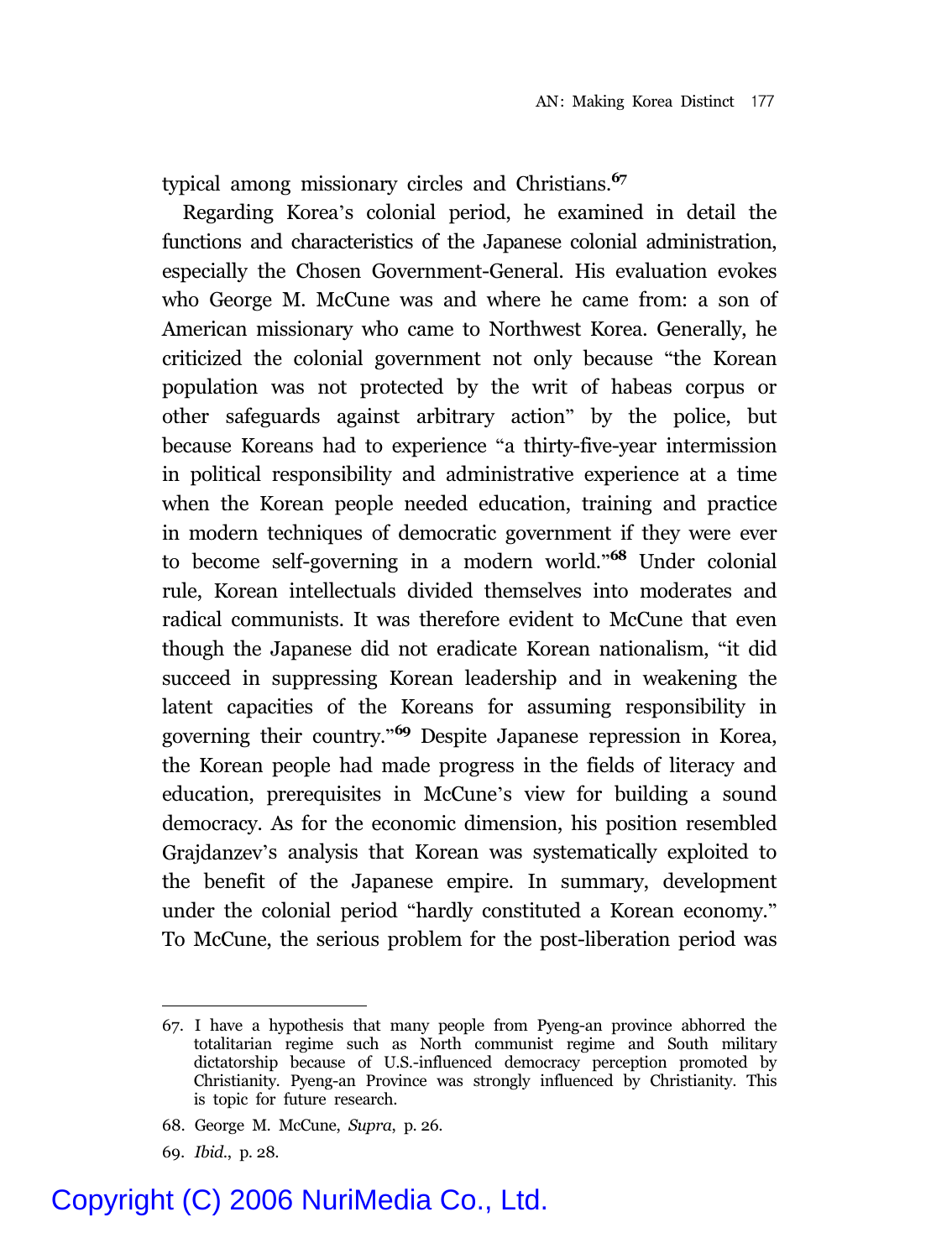typical among missionary circles and Christians.[67]

Regarding Korea's colonial period, he examined in detail the functions and characteristics of the Japanese colonial administration, especially the Chosen Government-General. His evaluation evokes who George M. McCune was and where he came from: a son of American missionary who came to Northwest Korea. Generally, he criticized the colonial government not only because "the Korean population was not protected by the writ of habeas corpus or other safeguards against arbitrary action" by the police, but because Koreans had to experience "a thirty-five-year intermission in political responsibility and administrative experience at a time when the Korean people needed education, training and practice in modern techniques of democratic government if they were ever to become self-governing in a modern world."[68] Under colonial rule, Korean intellectuals divided themselves into moderates and radical communists. It was therefore evident to McCune that even though the Japanese did not eradicate Korean nationalism, "it did succeed in suppressing Korean leadership and in weakening the latent capacities of the Koreans for assuming responsibility in governing their country."[69] Despite Japanese repression in Korea, the Korean people had made progress in the fields of literacy and education, prerequisites in McCune's view for building a sound democracy. As for the economic dimension, his position resembled Grajdanzev's analysis that Korean was systematically exploited to the benefit of the Japanese empire. In summary, development under the colonial period "hardly constituted a Korean economy." To McCune, the serious problem for the post-liberation period was

---

67. I have a hypothesis that many people from Pyeng-an province abhorred the totalitarian regime such as North communist regime and South military dictatorship because of U.S.-influenced democracy perception promoted by Christianity. Pyeng-an Province was strongly influenced by Christianity. This is topic for future research.

68. George M. McCune, *Supra*, p. 26.

69. *Ibid*., p. 28.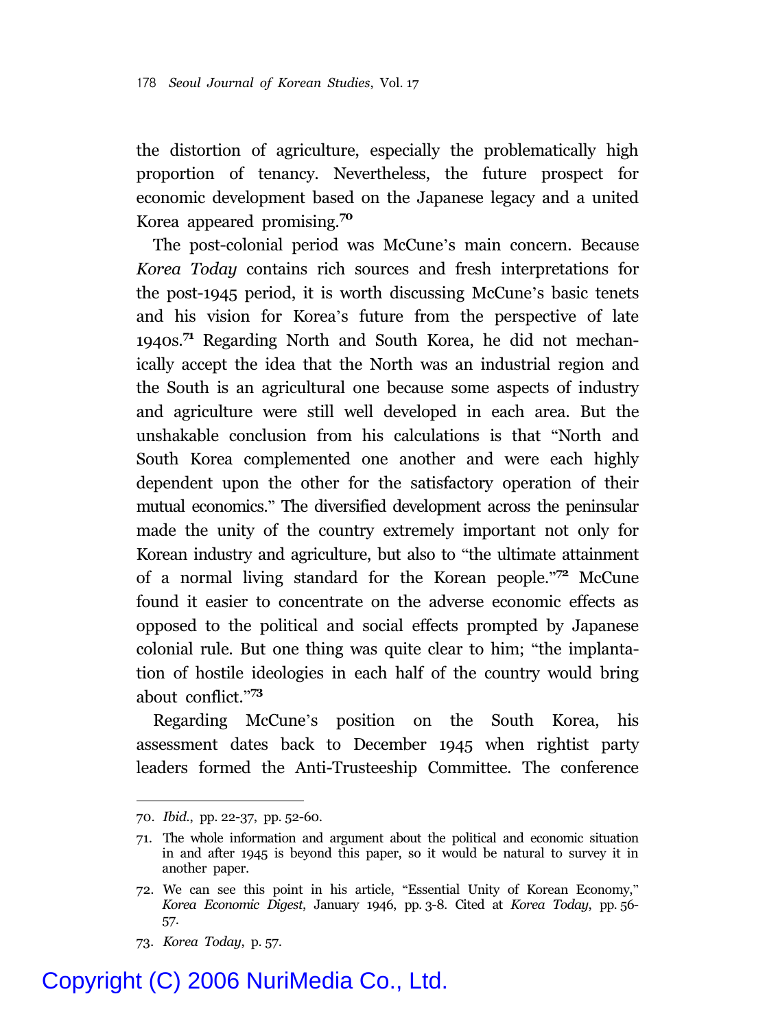the distortion of agriculture, especially the problematically high proportion of tenancy. Nevertheless, the future prospect for economic development based on the Japanese legacy and a united Korea appeared promising.[70]

The post-colonial period was McCune's main concern. Because *Korea Today* contains rich sources and fresh interpretations for the post-1945 period, it is worth discussing McCune's basic tenets and his vision for Korea's future from the perspective of late 1940s.[71] Regarding North and South Korea, he did not mechanically accept the idea that the North was an industrial region and the South is an agricultural one because some aspects of industry and agriculture were still well developed in each area. But the unshakable conclusion from his calculations is that "North and South Korea complemented one another and were each highly dependent upon the other for the satisfactory operation of their mutual economics." The diversified development across the peninsular made the unity of the country extremely important not only for Korean industry and agriculture, but also to "the ultimate attainment of a normal living standard for the Korean people."[72] McCune found it easier to concentrate on the adverse economic effects as opposed to the political and social effects prompted by Japanese colonial rule. But one thing was quite clear to him; "the implantation of hostile ideologies in each half of the country would bring about conflict."[73]

Regarding McCune's position on the South Korea, his assessment dates back to December 1945 when rightist party leaders formed the Anti-Trusteeship Committee. The conference

---

70. *Ibid.*, pp. 22-37, pp. 52-60.

71. The whole information and argument about the political and economic situation in and after 1945 is beyond this paper, so it would be natural to survey it in another paper.

72. We can see this point in his article, "Essential Unity of Korean Economy," *Korea Economic Digest*, January 1946, pp. 3-8. Cited at *Korea Today*, pp. 56-57.

73. *Korea Today*, p. 57.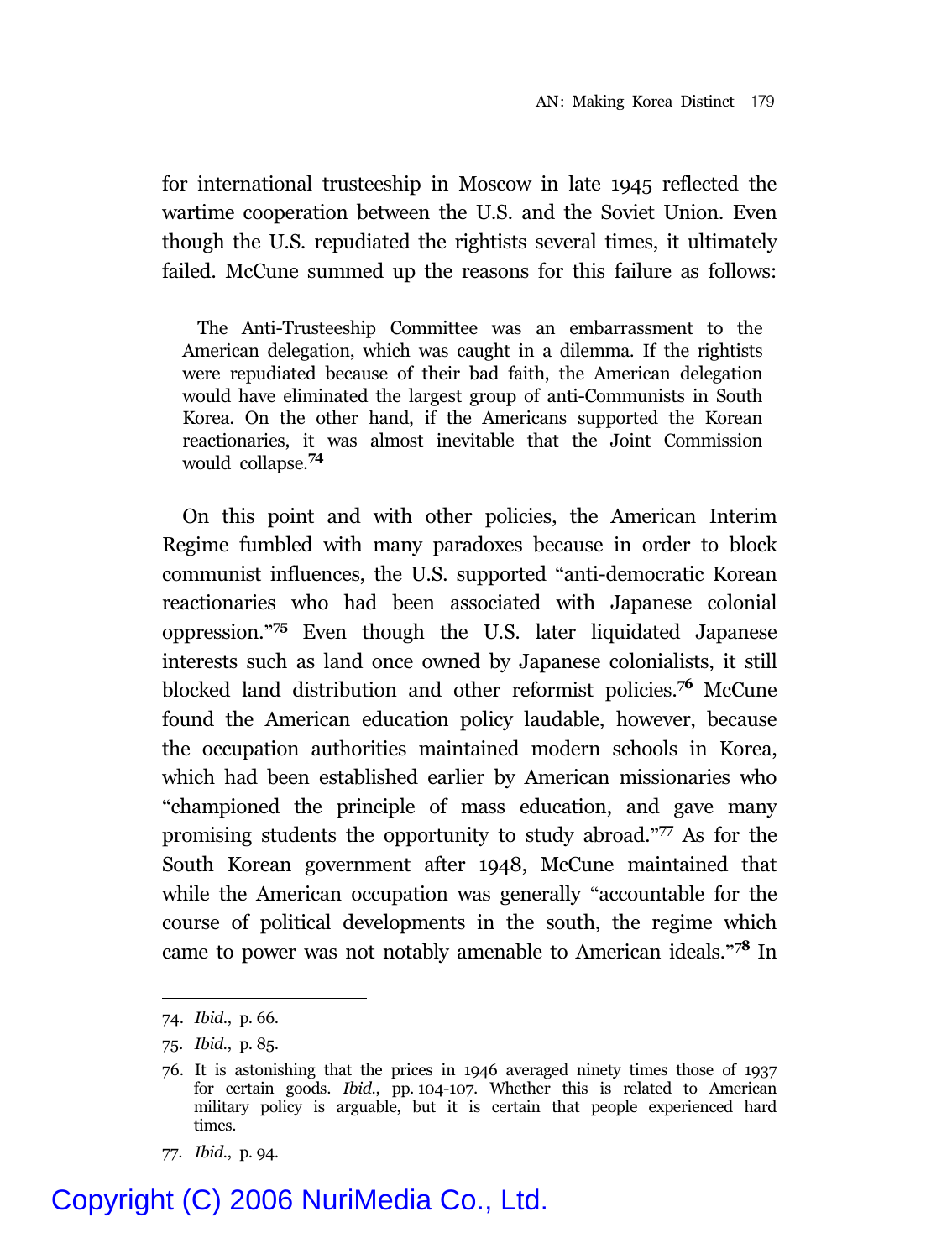for international trusteeship in Moscow in late 1945 reflected the wartime cooperation between the U.S. and the Soviet Union. Even though the U.S. repudiated the rightists several times, it ultimately failed. McCune summed up the reasons for this failure as follows:

> The Anti-Trusteeship Committee was an embarrassment to the American delegation, which was caught in a dilemma. If the rightists were repudiated because of their bad faith, the American delegation would have eliminated the largest group of anti-Communists in South Korea. On the other hand, if the Americans supported the Korean reactionaries, it was almost inevitable that the Joint Commission would collapse.[74]

On this point and with other policies, the American Interim Regime fumbled with many paradoxes because in order to block communist influences, the U.S. supported "anti-democratic Korean reactionaries who had been associated with Japanese colonial oppression."[75] Even though the U.S. later liquidated Japanese interests such as land once owned by Japanese colonialists, it still blocked land distribution and other reformist policies.[76] McCune found the American education policy laudable, however, because the occupation authorities maintained modern schools in Korea, which had been established earlier by American missionaries who "championed the principle of mass education, and gave many promising students the opportunity to study abroad."[77] As for the South Korean government after 1948, McCune maintained that while the American occupation was generally "accountable for the course of political developments in the south, the regime which came to power was not notably amenable to American ideals."[78] In

---

74. *Ibid.*, p. 66.

75. *Ibid.*, p. 85.

76. It is astonishing that the prices in 1946 averaged ninety times those of 1937 for certain goods. *Ibid.*, pp. 104-107. Whether this is related to American military policy is arguable, but it is certain that people experienced hard times.

77. *Ibid.*, p. 94.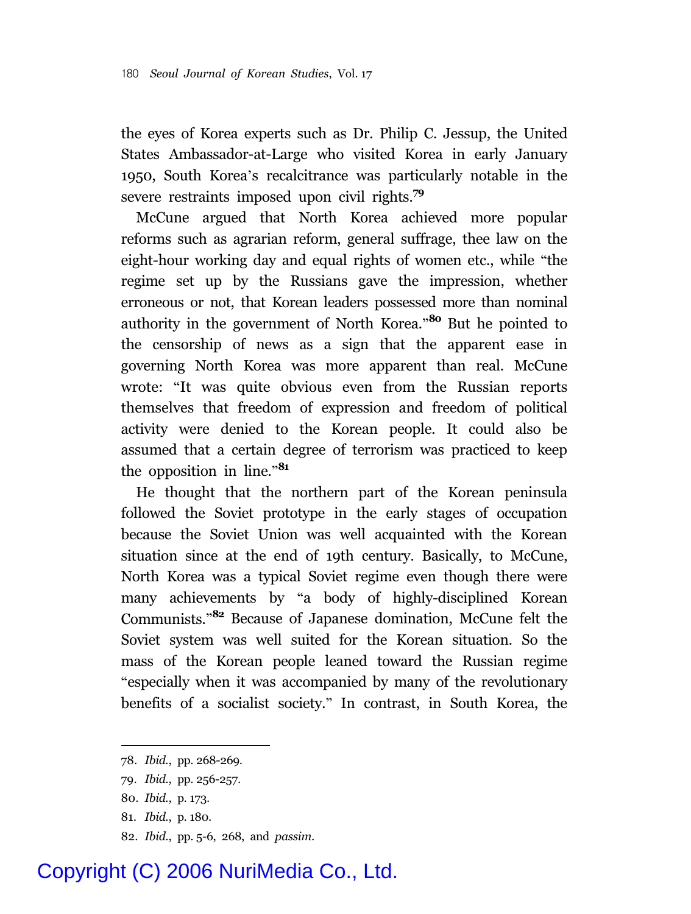the eyes of Korea experts such as Dr. Philip C. Jessup, the United States Ambassador-at-Large who visited Korea in early January 1950, South Korea's recalcitrance was particularly notable in the severe restraints imposed upon civil rights.[79]

McCune argued that North Korea achieved more popular reforms such as agrarian reform, general suffrage, thee law on the eight-hour working day and equal rights of women etc., while "the regime set up by the Russians gave the impression, whether erroneous or not, that Korean leaders possessed more than nominal authority in the government of North Korea."[80] But he pointed to the censorship of news as a sign that the apparent ease in governing North Korea was more apparent than real. McCune wrote: "It was quite obvious even from the Russian reports themselves that freedom of expression and freedom of political activity were denied to the Korean people. It could also be assumed that a certain degree of terrorism was practiced to keep the opposition in line."[81]

He thought that the northern part of the Korean peninsula followed the Soviet prototype in the early stages of occupation because the Soviet Union was well acquainted with the Korean situation since at the end of 19th century. Basically, to McCune, North Korea was a typical Soviet regime even though there were many achievements by "a body of highly-disciplined Korean Communists."[82] Because of Japanese domination, McCune felt the Soviet system was well suited for the Korean situation. So the mass of the Korean people leaned toward the Russian regime "especially when it was accompanied by many of the revolutionary benefits of a socialist society." In contrast, in South Korea, the

---

78. *Ibid.*, pp. 268-269.
79. *Ibid.*, pp. 256-257.
80. *Ibid.*, p. 173.
81. *Ibid.*, p. 180.
82. *Ibid.*, pp. 5-6, 268, and *passim*.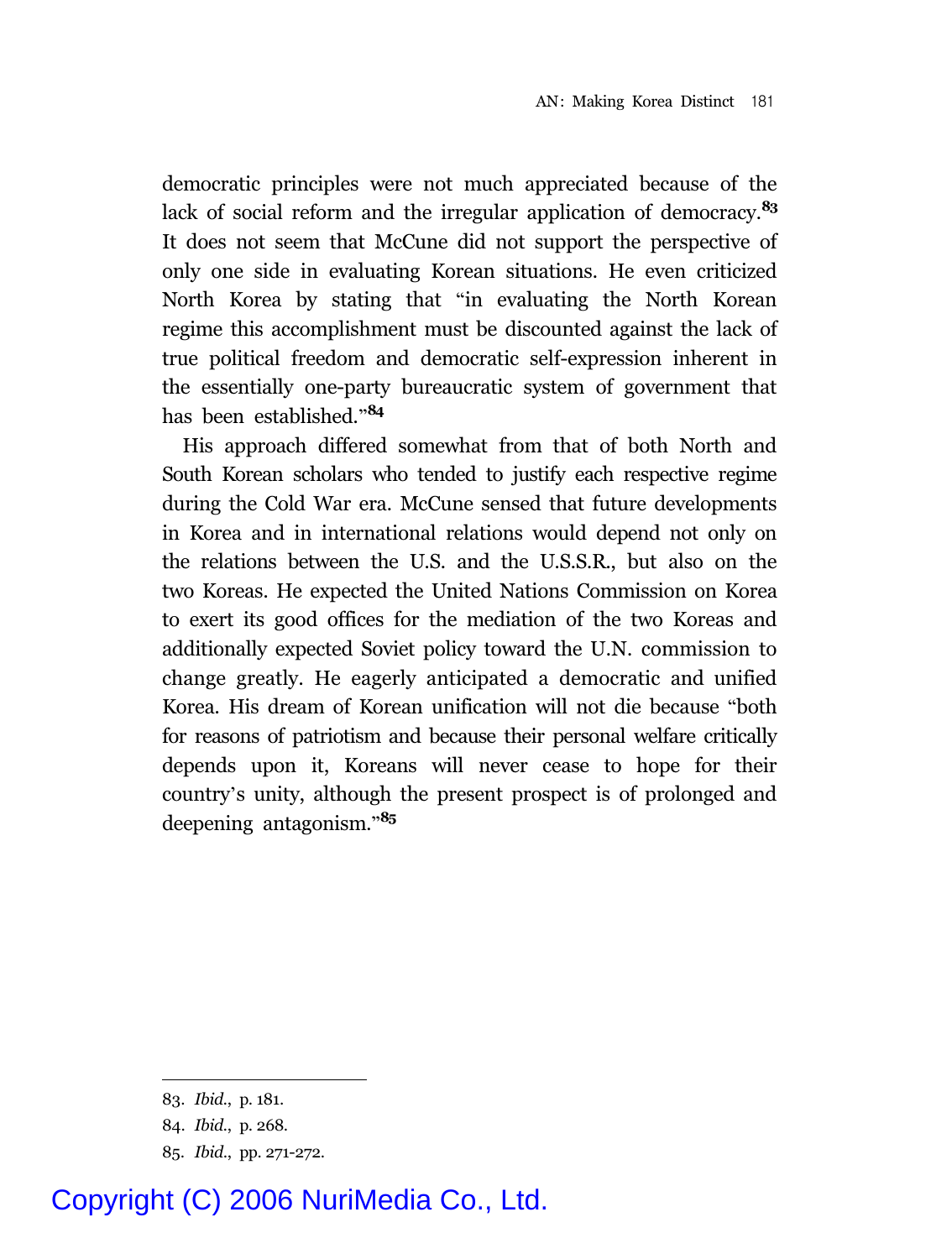democratic principles were not much appreciated because of the lack of social reform and the irregular application of democracy.[83] It does not seem that McCune did not support the perspective of only one side in evaluating Korean situations. He even criticized North Korea by stating that "in evaluating the North Korean regime this accomplishment must be discounted against the lack of true political freedom and democratic self-expression inherent in the essentially one-party bureaucratic system of government that has been established."[84]

His approach differed somewhat from that of both North and South Korean scholars who tended to justify each respective regime during the Cold War era. McCune sensed that future developments in Korea and in international relations would depend not only on the relations between the U.S. and the U.S.S.R., but also on the two Koreas. He expected the United Nations Commission on Korea to exert its good offices for the mediation of the two Koreas and additionally expected Soviet policy toward the U.N. commission to change greatly. He eagerly anticipated a democratic and unified Korea. His dream of Korean unification will not die because "both for reasons of patriotism and because their personal welfare critically depends upon it, Koreans will never cease to hope for their country's unity, although the present prospect is of prolonged and deepening antagonism."[85]

---

83. *Ibid.*, p. 181.

84. *Ibid.*, p. 268.

85. *Ibid.*, pp. 271-272.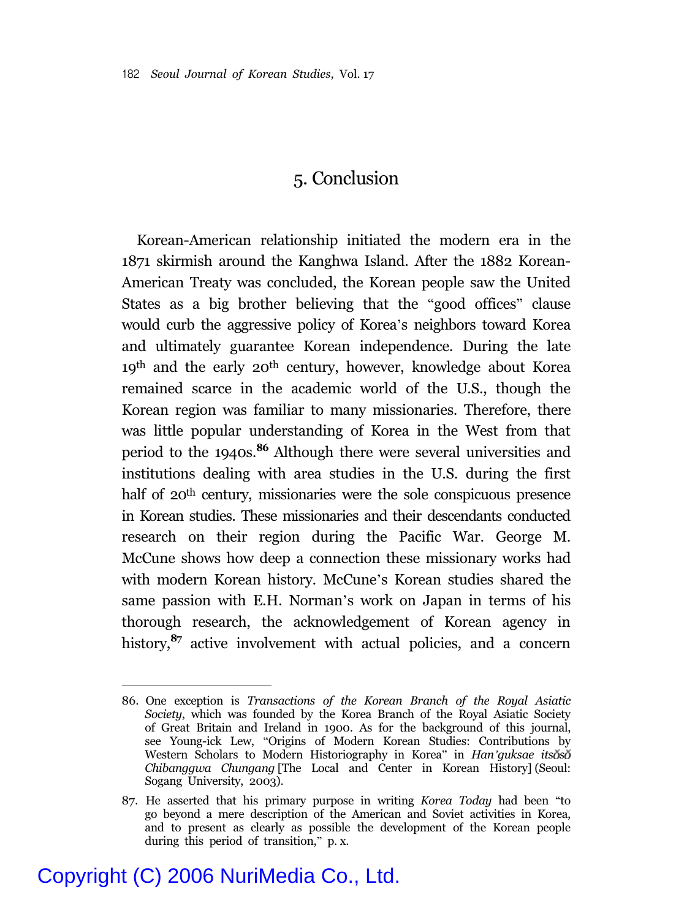## 5. Conclusion

Korean-American relationship initiated the modern era in the 1871 skirmish around the Kanghwa Island. After the 1882 Korean-American Treaty was concluded, the Korean people saw the United States as a big brother believing that the "good offices" clause would curb the aggressive policy of Korea's neighbors toward Korea and ultimately guarantee Korean independence. During the late 19th and the early 20th century, however, knowledge about Korea remained scarce in the academic world of the U.S., though the Korean region was familiar to many missionaries. Therefore, there was little popular understanding of Korea in the West from that period to the 1940s.[86] Although there were several universities and institutions dealing with area studies in the U.S. during the first half of 20th century, missionaries were the sole conspicuous presence in Korean studies. These missionaries and their descendants conducted research on their region during the Pacific War. George M. McCune shows how deep a connection these missionary works had with modern Korean history. McCune's Korean studies shared the same passion with E.H. Norman's work on Japan in terms of his thorough research, the acknowledgement of Korean agency in history,[87] active involvement with actual policies, and a concern

---

86. One exception is *Transactions of the Korean Branch of the Royal Asiatic Society*, which was founded by the Korea Branch of the Royal Asiatic Society of Great Britain and Ireland in 1900. As for the background of this journal, see Young-ick Lew, "Origins of Modern Korean Studies: Contributions by Western Scholars to Modern Historiography in Korea" in *Han'guksae itsŏsŏ Chibanggwa Chungang* [The Local and Center in Korean History] (Seoul: Sogang University, 2003).

87. He asserted that his primary purpose in writing *Korea Today* had been "to go beyond a mere description of the American and Soviet activities in Korea, and to present as clearly as possible the development of the Korean people during this period of transition," p. x.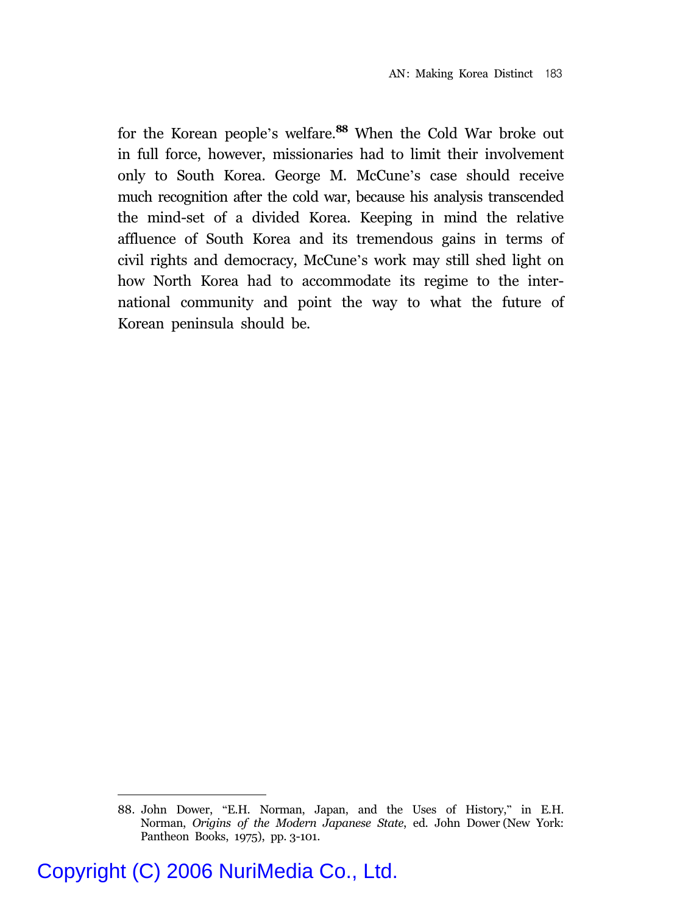for the Korean people's welfare.[88] When the Cold War broke out in full force, however, missionaries had to limit their involvement only to South Korea. George M. McCune's case should receive much recognition after the cold war, because his analysis transcended the mind-set of a divided Korea. Keeping in mind the relative affluence of South Korea and its tremendous gains in terms of civil rights and democracy, McCune's work may still shed light on how North Korea had to accommodate its regime to the international community and point the way to what the future of Korean peninsula should be.

---

88. John Dower, "E.H. Norman, Japan, and the Uses of History," in E.H. Norman, *Origins of the Modern Japanese State*, ed. John Dower (New York: Pantheon Books, 1975), pp. 3-101.

Copyright (C) 2006 NuriMedia Co., Ltd.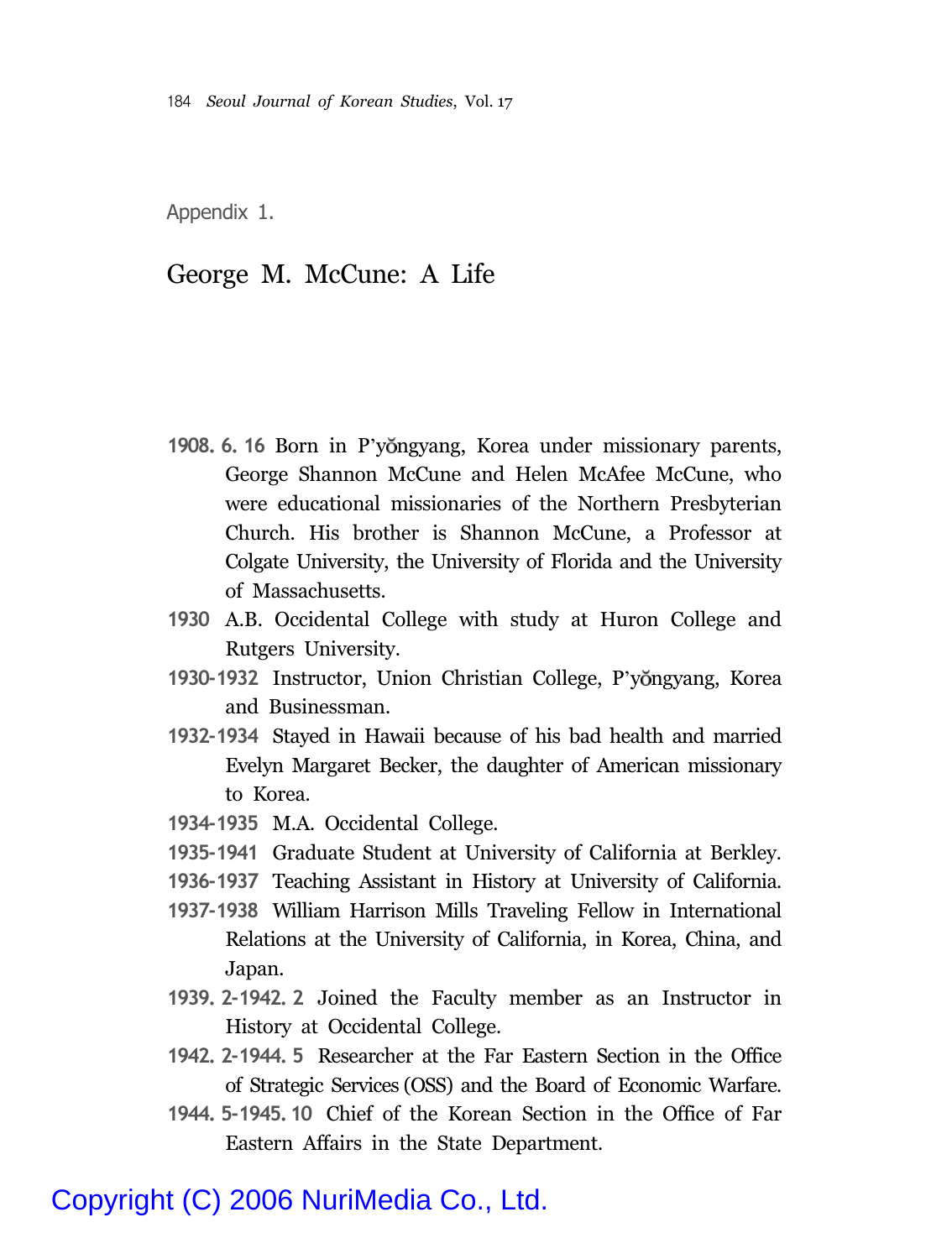Appendix 1.

## George M. McCune: A Life

**1908. 6. 16** Born in P'yŏngyang, Korea under missionary parents, George Shannon McCune and Helen McAfee McCune, who were educational missionaries of the Northern Presbyterian Church. His brother is Shannon McCune, a Professor at Colgate University, the University of Florida and the University of Massachusetts.

**1930** A.B. Occidental College with study at Huron College and Rutgers University.

**1930-1932** Instructor, Union Christian College, P'yŏngyang, Korea and Businessman.

**1932-1934** Stayed in Hawaii because of his bad health and married Evelyn Margaret Becker, the daughter of American missionary to Korea.

**1934-1935** M.A. Occidental College.

**1935-1941** Graduate Student at University of California at Berkley.

**1936-1937** Teaching Assistant in History at University of California.

**1937-1938** William Harrison Mills Traveling Fellow in International Relations at the University of California, in Korea, China, and Japan.

**1939. 2-1942. 2** Joined the Faculty member as an Instructor in History at Occidental College.

**1942. 2-1944. 5** Researcher at the Far Eastern Section in the Office of Strategic Services (OSS) and the Board of Economic Warfare.

**1944. 5-1945. 10** Chief of the Korean Section in the Office of Far Eastern Affairs in the State Department.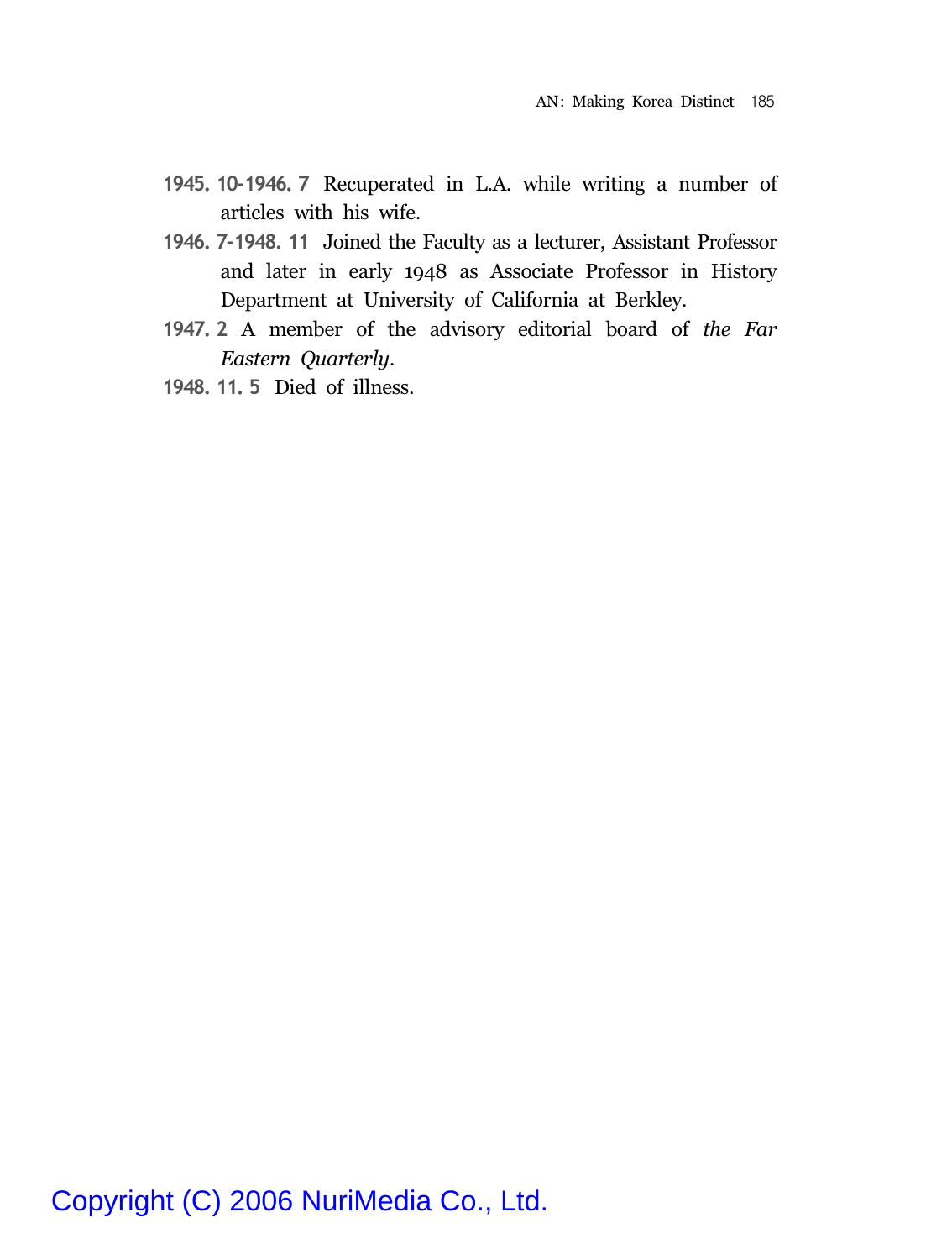**1945. 10-1946. 7** Recuperated in L.A. while writing a number of articles with his wife.

**1946. 7-1948. 11** Joined the Faculty as a lecturer, Assistant Professor and later in early 1948 as Associate Professor in History Department at University of California at Berkley.

**1947. 2** A member of the advisory editorial board of *the Far Eastern Quarterly*.

**1948. 11. 5** Died of illness.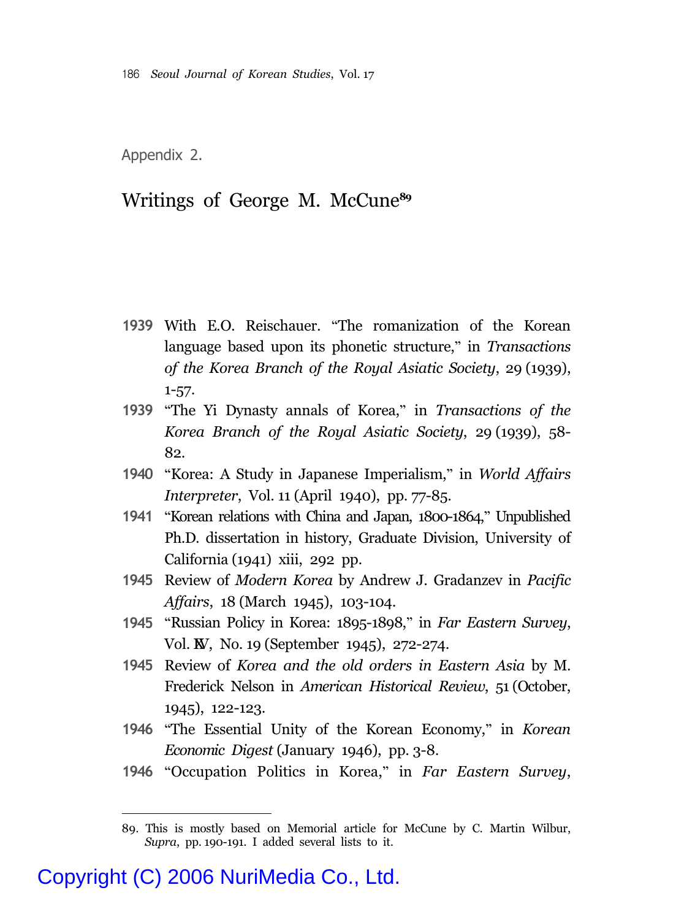Appendix 2.

## Writings of George M. McCune[89]

**1939** With E.O. Reischauer. "The romanization of the Korean language based upon its phonetic structure," in *Transactions of the Korea Branch of the Royal Asiatic Society*, 29 (1939), 1-57.

**1939** "The Yi Dynasty annals of Korea," in *Transactions of the Korea Branch of the Royal Asiatic Society*, 29 (1939), 58-82.

**1940** "Korea: A Study in Japanese Imperialism," in *World Affairs Interpreter*, Vol. 11 (April 1940), pp. 77-85.

**1941** "Korean relations with China and Japan, 1800-1864," Unpublished Ph.D. dissertation in history, Graduate Division, University of California (1941) xiii, 292 pp.

**1945** Review of *Modern Korea* by Andrew J. Gradanzev in *Pacific Affairs*, 18 (March 1945), 103-104.

**1945** "Russian Policy in Korea: 1895-1898," in *Far Eastern Survey*, Vol. XIV, No. 19 (September 1945), 272-274.

**1945** Review of *Korea and the old orders in Eastern Asia* by M. Frederick Nelson in *American Historical Review*, 51 (October, 1945), 122-123.

**1946** "The Essential Unity of the Korean Economy," in *Korean Economic Digest* (January 1946), pp. 3-8.

**1946** "Occupation Politics in Korea," in *Far Eastern Survey*,

---

89. This is mostly based on Memorial article for McCune by C. Martin Wilbur, *Supra*, pp. 190-191. I added several lists to it.

Copyright (C) 2006 NuriMedia Co., Ltd.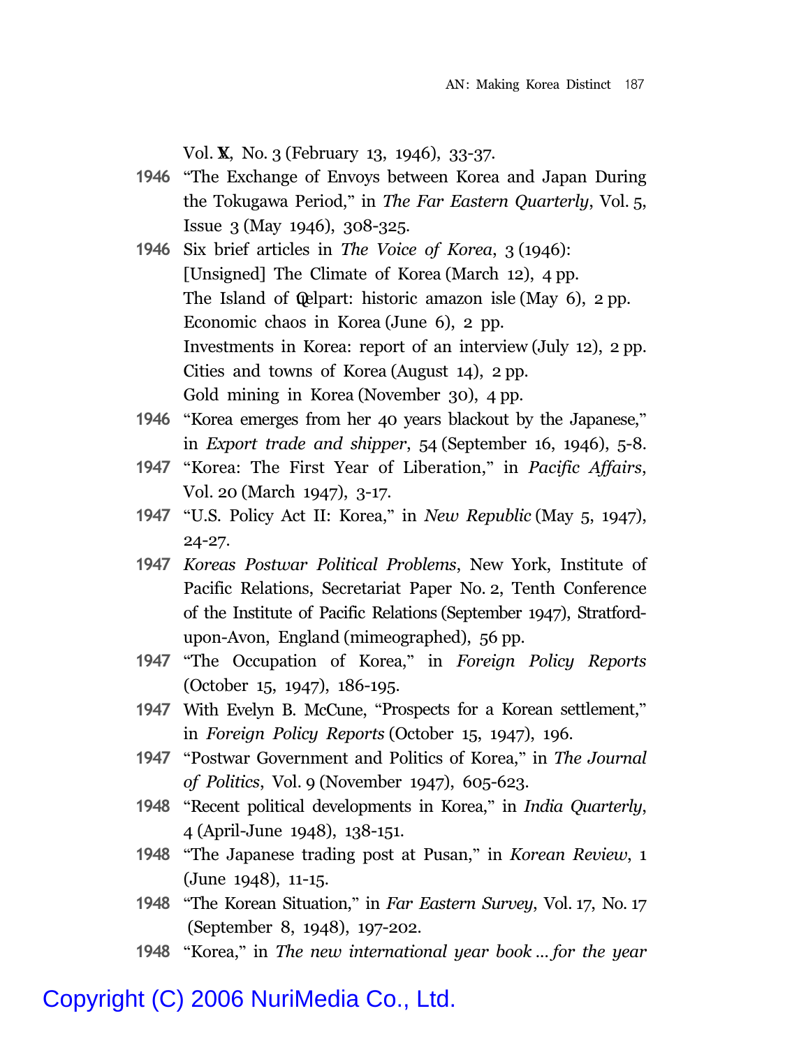Vol. XX, No. 3 (February 13, 1946), 33-37.

**1946** "The Exchange of Envoys between Korea and Japan During the Tokugawa Period," in *The Far Eastern Quarterly*, Vol. 5, Issue 3 (May 1946), 308-325.

**1946** Six brief articles in *The Voice of Korea*, 3 (1946):
[Unsigned] The Climate of Korea (March 12), 4 pp.
The Island of Quelpart: historic amazon isle (May 6), 2 pp.
Economic chaos in Korea (June 6), 2 pp.
Investments in Korea: report of an interview (July 12), 2 pp.
Cities and towns of Korea (August 14), 2 pp.
Gold mining in Korea (November 30), 4 pp.

**1946** "Korea emerges from her 40 years blackout by the Japanese," in *Export trade and shipper*, 54 (September 16, 1946), 5-8.

**1947** "Korea: The First Year of Liberation," in *Pacific Affairs*, Vol. 20 (March 1947), 3-17.

**1947** "U.S. Policy Act II: Korea," in *New Republic* (May 5, 1947), 24-27.

**1947** *Koreas Postwar Political Problems*, New York, Institute of Pacific Relations, Secretariat Paper No. 2, Tenth Conference of the Institute of Pacific Relations (September 1947), Stratford-upon-Avon, England (mimeographed), 56 pp.

**1947** "The Occupation of Korea," in *Foreign Policy Reports* (October 15, 1947), 186-195.

**1947** With Evelyn B. McCune, "Prospects for a Korean settlement," in *Foreign Policy Reports* (October 15, 1947), 196.

**1947** "Postwar Government and Politics of Korea," in *The Journal of Politics*, Vol. 9 (November 1947), 605-623.

**1948** "Recent political developments in Korea," in *India Quarterly*, 4 (April-June 1948), 138-151.

**1948** "The Japanese trading post at Pusan," in *Korean Review*, 1 (June 1948), 11-15.

**1948** "The Korean Situation," in *Far Eastern Survey*, Vol. 17, No. 17 (September 8, 1948), 197-202.

**1948** "Korea," in *The new international year book ... for the year*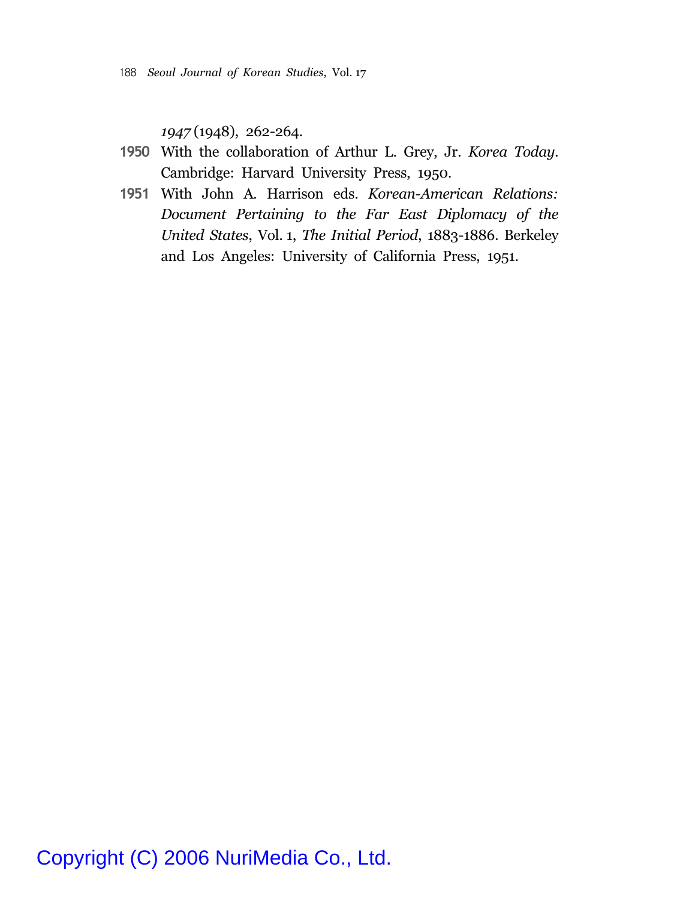*1947* (1948), 262-264.

**1950** With the collaboration of Arthur L. Grey, Jr. *Korea Today*. Cambridge: Harvard University Press, 1950.

**1951** With John A. Harrison eds. *Korean-American Relations: Document Pertaining to the Far East Diplomacy of the United States*, Vol. 1, *The Initial Period*, 1883-1886. Berkeley and Los Angeles: University of California Press, 1951.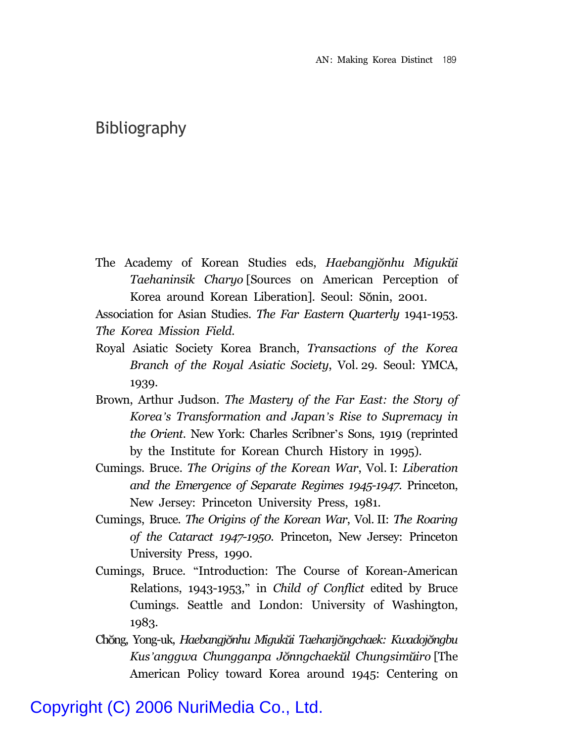## Bibliography

The Academy of Korean Studies eds, *Haebangjŏnhu Migukŭi Taehaninsik Charyo* [Sources on American Perception of Korea around Korean Liberation]. Seoul: Sŏnin, 2001.

Association for Asian Studies. *The Far Eastern Quarterly* 1941-1953.

*The Korea Mission Field*.

Royal Asiatic Society Korea Branch, *Transactions of the Korea Branch of the Royal Asiatic Society*, Vol. 29. Seoul: YMCA, 1939.

Brown, Arthur Judson. *The Mastery of the Far East: the Story of Korea's Transformation and Japan's Rise to Supremacy in the Orient*. New York: Charles Scribner's Sons, 1919 (reprinted by the Institute for Korean Church History in 1995).

Cumings. Bruce. *The Origins of the Korean War*, Vol. I: *Liberation and the Emergence of Separate Regimes 1945-1947*. Princeton, New Jersey: Princeton University Press, 1981.

Cumings, Bruce. *The Origins of the Korean War*, Vol. II: *The Roaring of the Cataract 1947-1950*. Princeton, New Jersey: Princeton University Press, 1990.

Cumings, Bruce. "Introduction: The Course of Korean-American Relations, 1943-1953," in *Child of Conflict* edited by Bruce Cumings. Seattle and London: University of Washington, 1983.

Chŏng, Yong-uk, *Haebangjŏnhu Migukŭi Taehanjŏngchaek: Kwadojŏngbu Kus'anggwa Chungganpa Jŏnngchaekŭl Chungsimŭiro* [The American Policy toward Korea around 1945: Centering on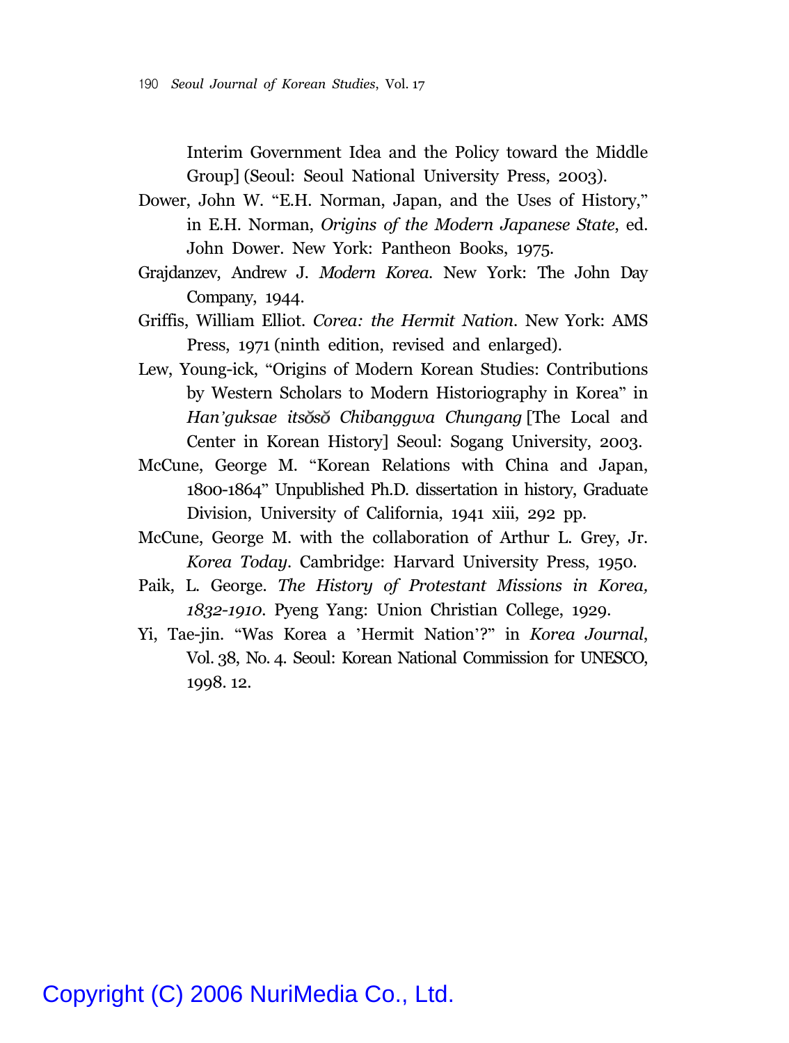Interim Government Idea and the Policy toward the Middle Group] (Seoul: Seoul National University Press, 2003).

Dower, John W. "E.H. Norman, Japan, and the Uses of History," in E.H. Norman, *Origins of the Modern Japanese State*, ed. John Dower. New York: Pantheon Books, 1975.

Grajdanzev, Andrew J. *Modern Korea*. New York: The John Day Company, 1944.

Griffis, William Elliot. *Corea: the Hermit Nation*. New York: AMS Press, 1971 (ninth edition, revised and enlarged).

Lew, Young-ick, "Origins of Modern Korean Studies: Contributions by Western Scholars to Modern Historiography in Korea" in *Han'guksae itsŏsŏ Chibanggwa Chungang* [The Local and Center in Korean History] Seoul: Sogang University, 2003.

McCune, George M. "Korean Relations with China and Japan, 1800-1864" Unpublished Ph.D. dissertation in history, Graduate Division, University of California, 1941 xiii, 292 pp.

McCune, George M. with the collaboration of Arthur L. Grey, Jr. *Korea Today*. Cambridge: Harvard University Press, 1950.

Paik, L. George. *The History of Protestant Missions in Korea, 1832-1910*. Pyeng Yang: Union Christian College, 1929.

Yi, Tae-jin. "Was Korea a 'Hermit Nation'?" in *Korea Journal*, Vol. 38, No. 4. Seoul: Korean National Commission for UNESCO, 1998. 12.

Copyright (C) 2006 NuriMedia Co., Ltd.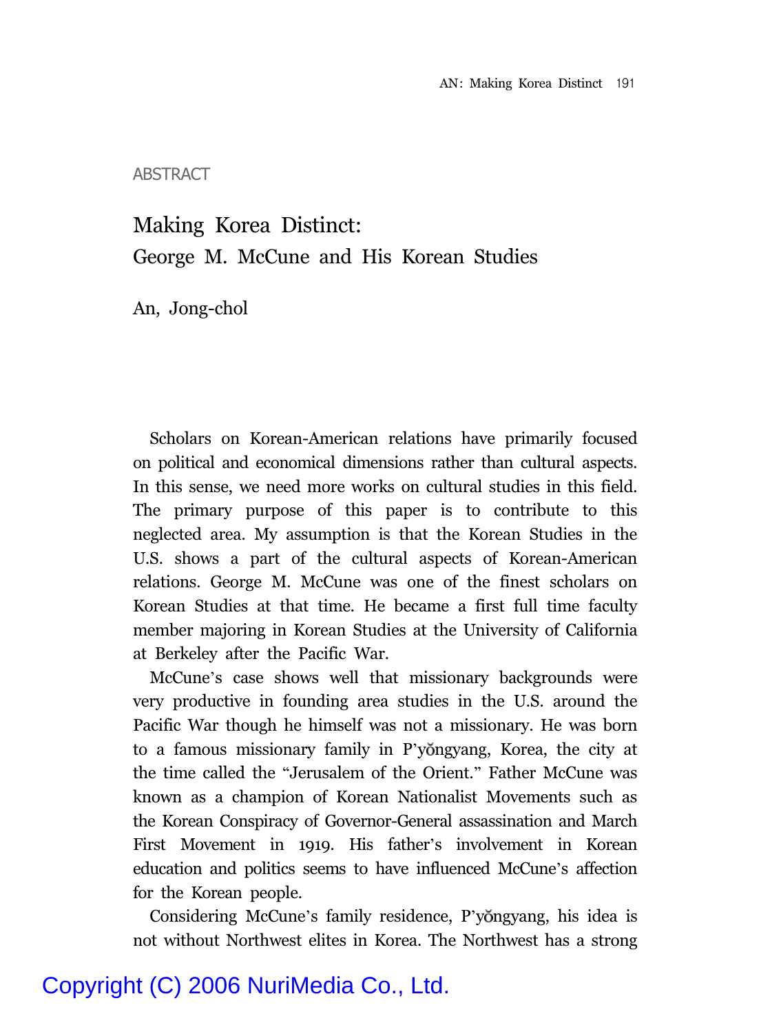ABSTRACT

# Making Korea Distinct: George M. McCune and His Korean Studies

An, Jong-chol

Scholars on Korean-American relations have primarily focused on political and economical dimensions rather than cultural aspects. In this sense, we need more works on cultural studies in this field. The primary purpose of this paper is to contribute to this neglected area. My assumption is that the Korean Studies in the U.S. shows a part of the cultural aspects of Korean-American relations. George M. McCune was one of the finest scholars on Korean Studies at that time. He became a first full time faculty member majoring in Korean Studies at the University of California at Berkeley after the Pacific War.

McCune's case shows well that missionary backgrounds were very productive in founding area studies in the U.S. around the Pacific War though he himself was not a missionary. He was born to a famous missionary family in P'yŏngyang, Korea, the city at the time called the "Jerusalem of the Orient." Father McCune was known as a champion of Korean Nationalist Movements such as the Korean Conspiracy of Governor-General assassination and March First Movement in 1919. His father's involvement in Korean education and politics seems to have influenced McCune's affection for the Korean people.

Considering McCune's family residence, P'yŏngyang, his idea is not without Northwest elites in Korea. The Northwest has a strong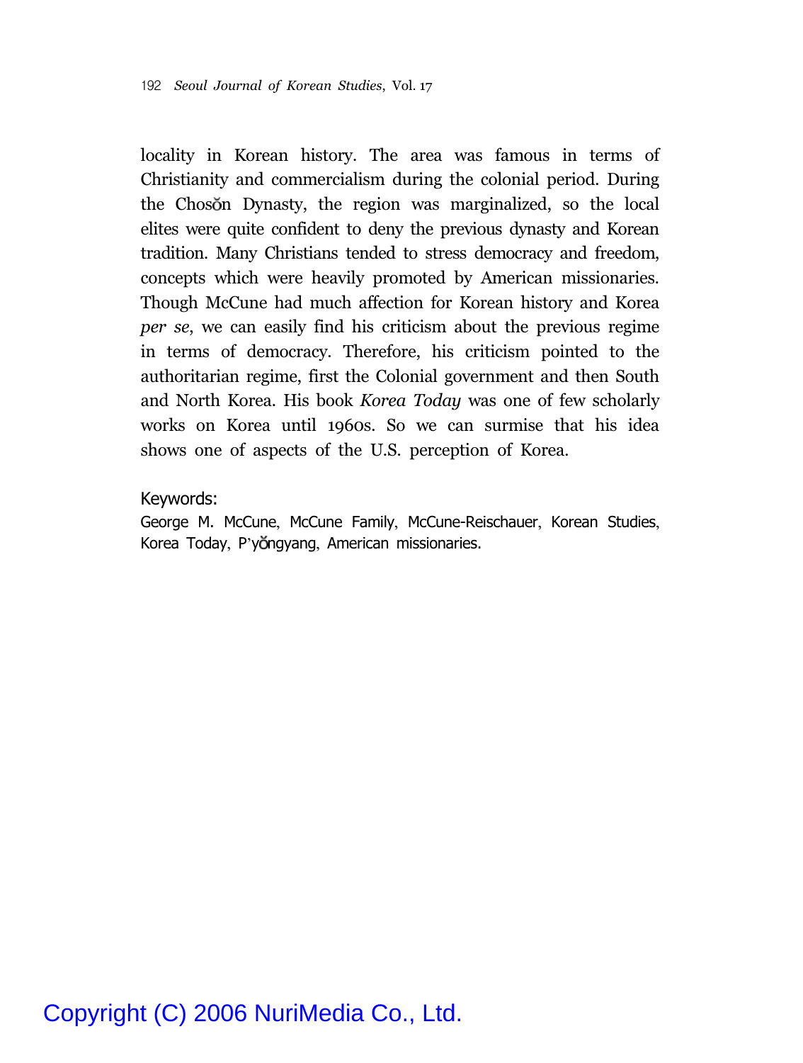locality in Korean history. The area was famous in terms of Christianity and commercialism during the colonial period. During the Chosŏn Dynasty, the region was marginalized, so the local elites were quite confident to deny the previous dynasty and Korean tradition. Many Christians tended to stress democracy and freedom, concepts which were heavily promoted by American missionaries. Though McCune had much affection for Korean history and Korea *per se*, we can easily find his criticism about the previous regime in terms of democracy. Therefore, his criticism pointed to the authoritarian regime, first the Colonial government and then South and North Korea. His book *Korea Today* was one of few scholarly works on Korea until 1960s. So we can surmise that his idea shows one of aspects of the U.S. perception of Korea.

Keywords:

George M. McCune, McCune Family, McCune-Reischauer, Korean Studies, Korea Today, P'yŏngyang, American missionaries.

Copyright (C) 2006 NuriMedia Co., Ltd.